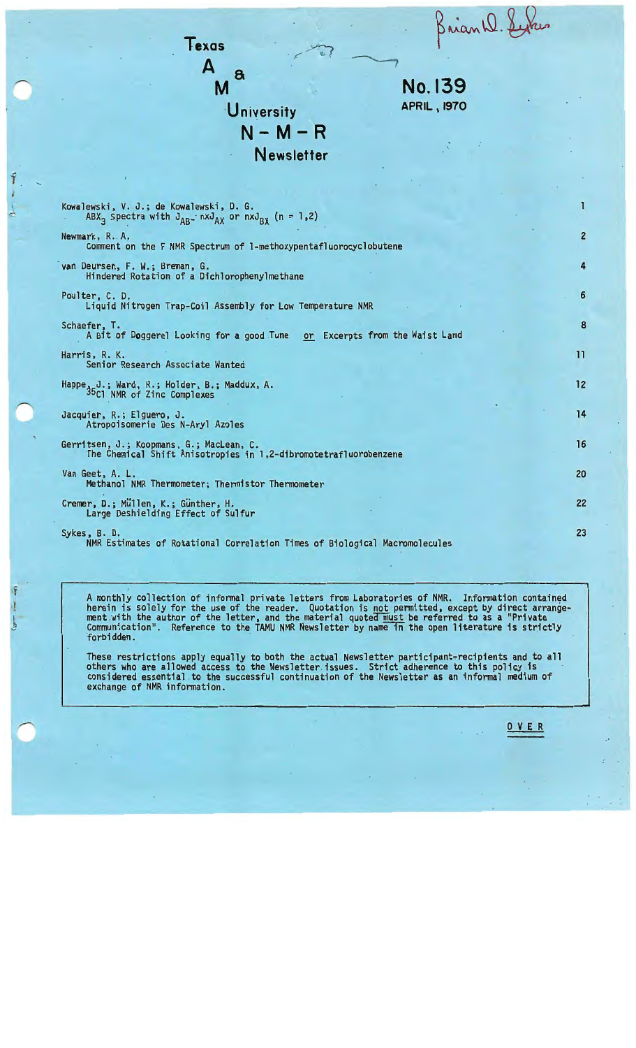Brian D. Sykes

# Texas A & M University N-M-R Newsletter

**No. 139**
**APRIL, 1970**

| | |
|---|---|
| Kowalewski, V. J.; de Kowalewski, D. G.<br>$ABX_3$ Spectra with $J_{AB} \sim nxJ_{AX}$ or $nxJ_{BX}$ (n = 1,2) | 1 |
| Newmark, R. A.<br>Comment on the F NMR Spectrum of 1-methoxypentafluorocyclobutene | 2 |
| van Deursen, F. W.; Breman, G.<br>Hindered Rotation of a Dichlorophenylmethane | 4 |
| Poulter, C. D.<br>Liquid Nitrogen Trap-Coil Assembly for Low Temperature NMR | 6 |
| Schaefer, T.<br>A bit of Doggerel Looking for a good Tune or Excerpts from the Waist Land | 8 |
| Harris, R. K.<br>Senior Research Associate Wanted | 11 |
| Happe, J.; Ward, R.; Holder, B.; Maddux, A.<br>$^{35}Cl$ NMR of Zinc Complexes | 12 |
| Jacquier, R.; Elguero, J.<br>Atropoisomerie Des N-Aryl Azoles | 14 |
| Gerritsen, J.; Koopmans, G.; MacLean, C.<br>The Chemical Shift Anisotropies in 1,2-dibromotetrafluorobenzene | 16 |
| Van Geet, A. L.<br>Methanol NMR Thermometer; Thermistor Thermometer | 20 |
| Cremer, D.; Müllen, K.; Günther, H.<br>Large Deshielding Effect of Sulfur | 22 |
| Sykes, B. D.<br>NMR Estimates of Rotational Correlation Times of Biological Macromolecules | 23 |

A monthly collection of informal private letters from Laboratories of NMR. Information contained herein is solely for the use of the reader. Quotation is not permitted, except by direct arrangement with the author of the letter, and the material quoted must be referred to as a "Private Communication". Reference to the TAMU NMR Newsletter by name in the open literature is strictly forbidden.

These restrictions apply equally to both the actual Newsletter participant-recipients and to all others who are allowed access to the Newsletter issues. Strict adherence to this policy is considered essential to the successful continuation of the Newsletter as an informal medium of exchange of NMR information.

OVER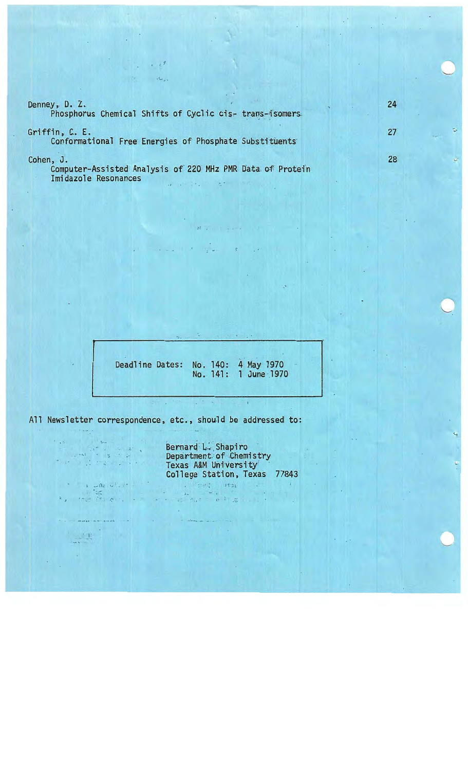| | |
|---|---|
| Denney, D. Z.<br>Phosphorus Chemical Shifts of Cyclic cis- trans-isomers | 24 |
| Griffin, C. E.<br>Conformational Free Energies of Phosphate Substituents | 27 |
| Cohen, J.<br>Computer-Assisted Analysis of 220 MHz PMR Data of Protein Imidazole Resonances | 28 |

Deadline Dates: No. 140: 4 May 1970
No. 141: 1 June 1970

All Newsletter correspondence, etc., should be addressed to:

Bernard L. Shapiro
Department of Chemistry
Texas A&M University
College Station, Texas 77843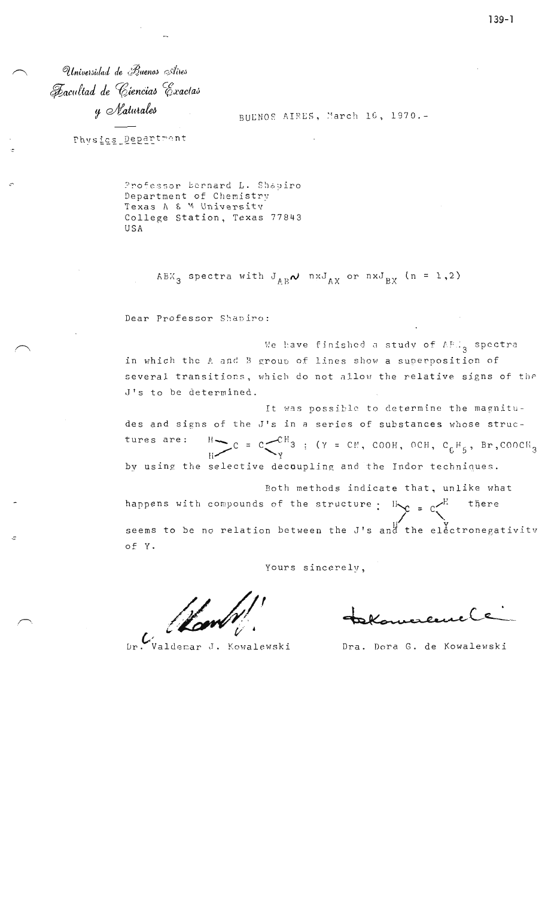Universidad de Buenos Aires
Facultad de Ciencias Exactas
y Naturales

Physics Department

BUENOS AIRES, March 16, 1970.-

Professor Bernard L. Shapiro
Department of Chemistry
Texas A & M University
College Station, Texas 77843
USA

$ABX_3$ spectra with $J_{AB} \sim n \times J_{AX}$ or $n \times J_{BX}$ $(n = 1,2)$

Dear Professor Shapiro:

We have finished a study of $ABX_3$ spectra in which the A and B group of lines show a superposition of several transitions, which do not allow the relative signs of the J's to be determined.

It was possible to determine the magnitudes and signs of the J's in a series of substances whose structures are: $H_2C = C(CH_3)Y$ ; (Y = CN, COOH, OCH, $C_6H_5$, Br, $COOCH_3$ by using the selective decoupling and the Indor techniques.

Both methods indicate that, unlike what happens with compounds of the structure: $H_2C = CHY$ there seems to be no relation between the J's and the electronegativity of Y.

Yours sincerely,

Dr. Valdemar J. Kowalewski

Dra. Dora G. de Kowalewski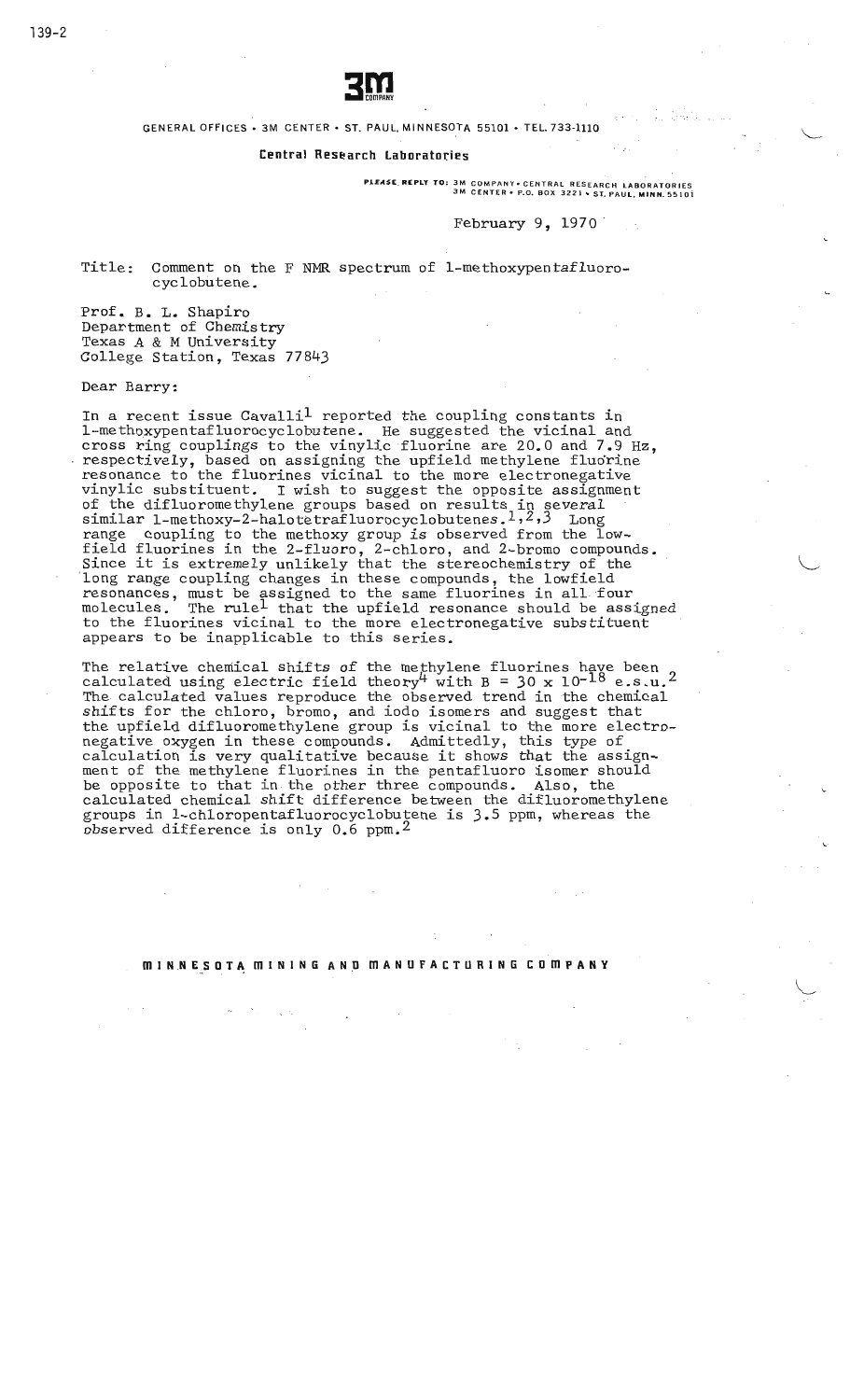3M COMPANY

GENERAL OFFICES • 3M CENTER • ST. PAUL, MINNESOTA 55101 • TEL. 733-1110

**Central Research Laboratories**

PLEASE REPLY TO: 3M COMPANY • CENTRAL RESEARCH LABORATORIES
3M CENTER • P.O. BOX 3221 • ST. PAUL, MINN. 55101

February 9, 1970

Title: Comment on the F NMR spectrum of 1-methoxypentafluoro-cyclobutene.

Prof. B. L. Shapiro
Department of Chemistry
Texas A & M University
College Station, Texas 77843

Dear Barry:

In a recent issue Cavalli[1] reported the coupling constants in 1-methoxypentafluorocyclobutene. He suggested the vicinal and cross ring couplings to the vinylic fluorine are 20.0 and 7.9 Hz, respectively, based on assigning the upfield methylene fluorine resonance to the fluorines vicinal to the more electronegative vinylic substituent. I wish to suggest the opposite assignment of the difluoromethylene groups based on results in several similar 1-methoxy-2-halotetrafluorocyclobutenes.[1,2,3] Long range coupling to the methoxy group is observed from the low-field fluorines in the 2-fluoro, 2-chloro, and 2-bromo compounds. Since it is extremely unlikely that the stereochemistry of the long range coupling changes in these compounds, the lowfield resonances, must be assigned to the same fluorines in all four molecules. The rule[1] that the upfield resonance should be assigned to the fluorines vicinal to the more electronegative substituent appears to be inapplicable to this series.

The relative chemical shifts of the methylene fluorines have been calculated using electric field theory[4] with $B = 30 \times 10^{-18}$ e.s.u.[2] The calculated values reproduce the observed trend in the chemical shifts for the chloro, bromo, and iodo isomers and suggest that the upfield difluoromethylene group is vicinal to the more electro-negative oxygen in these compounds. Admittedly, this type of calculation is very qualitative because it shows that the assign-ment of the methylene fluorines in the pentafluoro isomer should be opposite to that in the other three compounds. Also, the calculated chemical shift difference between the difluoromethylene groups in 1-chloropentafluorocyclobutene is 3.5 ppm, whereas the observed difference is only 0.6 ppm.[2]

MINNESOTA MINING AND MANUFACTURING COMPANY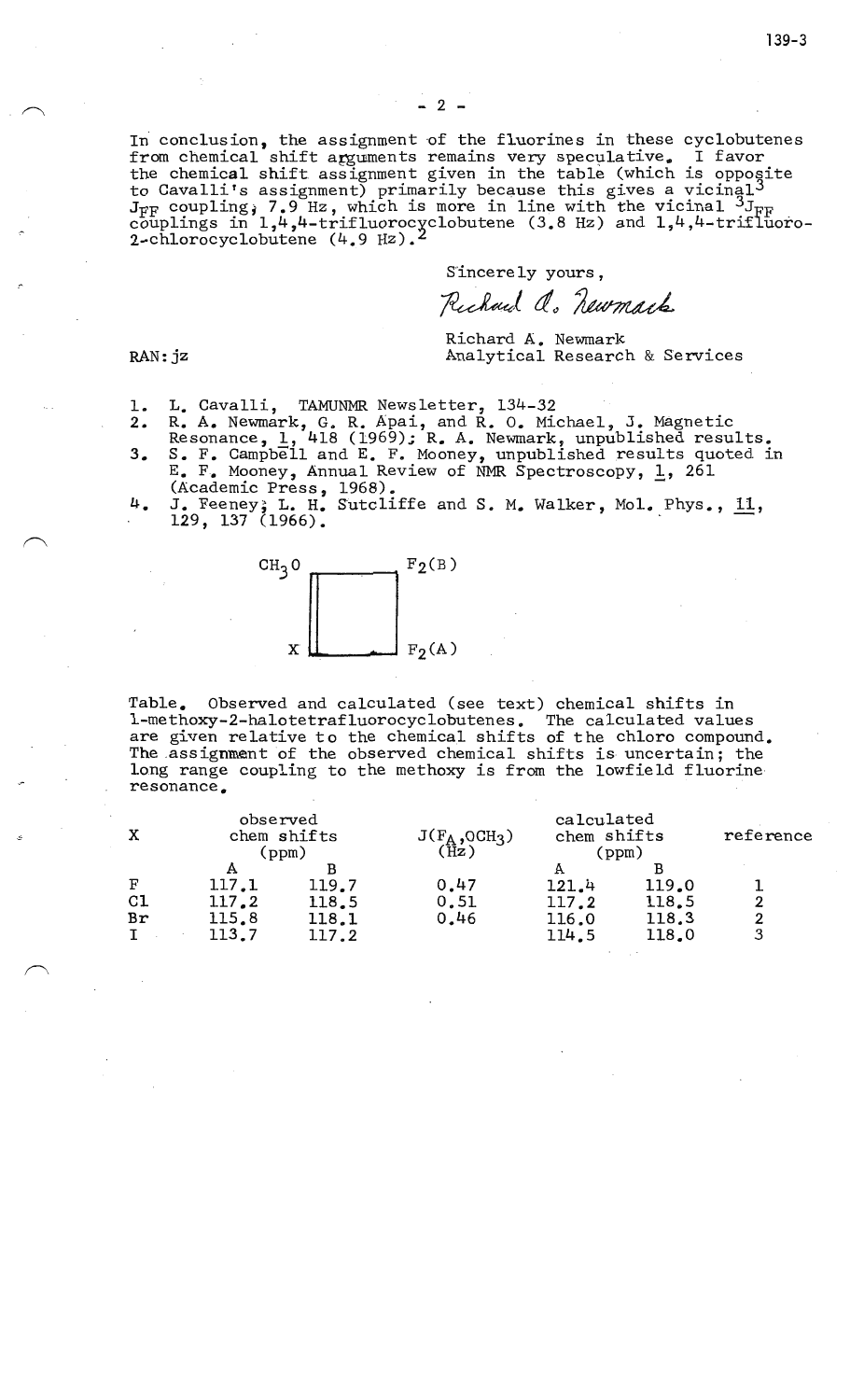In conclusion, the assignment of the fluorines in these cyclobutenes from chemical shift arguments remains very speculative. I favor the chemical shift assignment given in the table (which is opposite to Cavalli's assignment) primarily because this gives a vicinal[3] $^3J_{FF}$ coupling, 7.9 Hz, which is more in line with the vicinal $^3J_{FF}$ couplings in 1,4,4-trifluorocyclobutene (3.8 Hz) and 1,4,4-trifluoro-2-chlorocyclobutene (4.9 Hz).[2]

Sincerely yours,

*Richard A. Newmark*

Richard A. Newmark
Analytical Research & Services

RAN:jz

1. L. Cavalli, TAMUNMR Newsletter, 134-32
2. R. A. Newmark, G. R. Apai, and R. O. Michael, J. Magnetic Resonance, 1, 418 (1969); R. A. Newmark, unpublished results.
3. S. F. Campbell and E. F. Mooney, unpublished results quoted in E. F. Mooney, Annual Review of NMR Spectroscopy, 1, 261 (Academic Press, 1968).
4. J. Feeney, L. H. Sutcliffe and S. M. Walker, Mol. Phys., 11, 129, 137 (1966).

$CH_3O$ — $F_2(B)$

X — $F_2(A)$

Table. Observed and calculated (see text) chemical shifts in 1-methoxy-2-halotetrafluorocyclobutenes. The calculated values are given relative to the chemical shifts of the chloro compound. The assignment of the observed chemical shifts is uncertain; the long range coupling to the methoxy is from the lowfield fluorine resonance.

| X | observed chem shifts (ppm) | | $J(F_A,OCH_3)$ (Hz) | calculated chem shifts (ppm) | | reference |
|---|---|---|---|---|---|---|
| | A | B | | A | B | |
| F | 117.1 | 119.7 | 0.47 | 121.4 | 119.0 | 1 |
| Cl | 117.2 | 118.5 | 0.51 | 117.2 | 118.5 | 2 |
| Br | 115.8 | 118.1 | 0.46 | 116.0 | 118.3 | 2 |
| I | 113.7 | 117.2 | | 114.5 | 118.0 | 3 |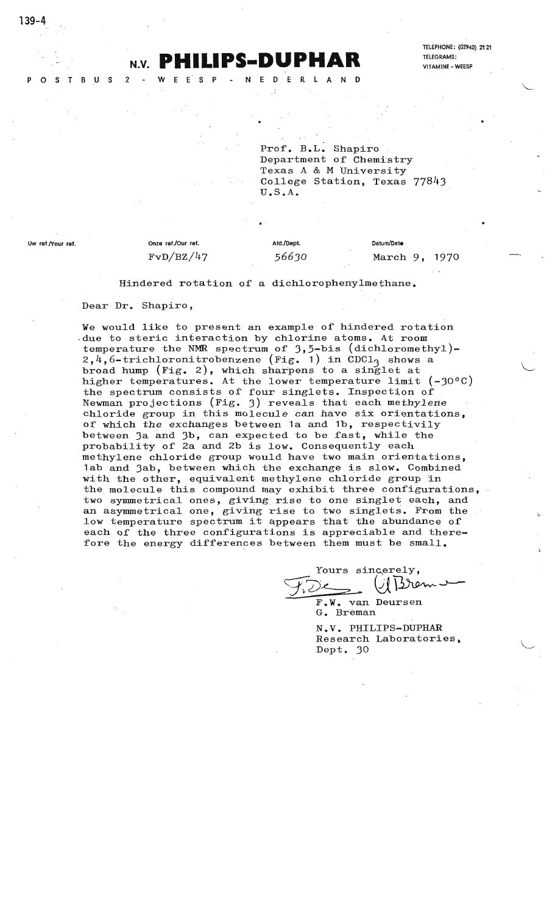# N.V. PHILIPS-DUPHAR

POSTBUS 2 - WEESP - NEDERLAND

TELEPHONE: (02940) 21 21
TELEGRAMS:
VITAMINE - WEESP

Prof. B.L. Shapiro
Department of Chemistry
Texas A & M University
College Station, Texas 77843
U.S.A.

| Uw ref./Your ref. | Onze ref./Our ref. | Afd./Dept. | Datum/Date |
|---|---|---|---|
| | FvD/BZ/47 | 56630 | March 9, 1970 |

Hindered rotation of a dichlorophenylmethane.

Dear Dr. Shapiro,

We would like to present an example of hindered rotation due to steric interaction by chlorine atoms. At room temperature the NMR spectrum of 3,5-bis (dichloromethyl)-2,4,6-trichloronitrobenzene (Fig. 1) in $CDCl_3$ shows a broad hump (Fig. 2), which sharpens to a singlet at higher temperatures. At the lower temperature limit (-30°C) the spectrum consists of four singlets. Inspection of Newman projections (Fig. 3) reveals that each methylene chloride group in this molecule can have six orientations, of which the exchanges between 1a and 1b, respectivily between 3a and 3b, can expected to be fast, while the probability of 2a and 2b is low. Consequently each methylene chloride group would have two main orientations, 1ab and 3ab, between which the exchange is slow. Combined with the other, equivalent methylene chloride group in the molecule this compound may exhibit three configurations, two symmetrical ones, giving rise to one singlet each, and an asymmetrical one, giving rise to two singlets. From the low temperature spectrum it appears that the abundance of each of the three configurations is appreciable and therefore the energy differences between them must be small.

Yours sincerely,

F.W. van Deursen
G. Breman

N.V. PHILIPS-DUPHAR
Research Laboratories,
Dept. 30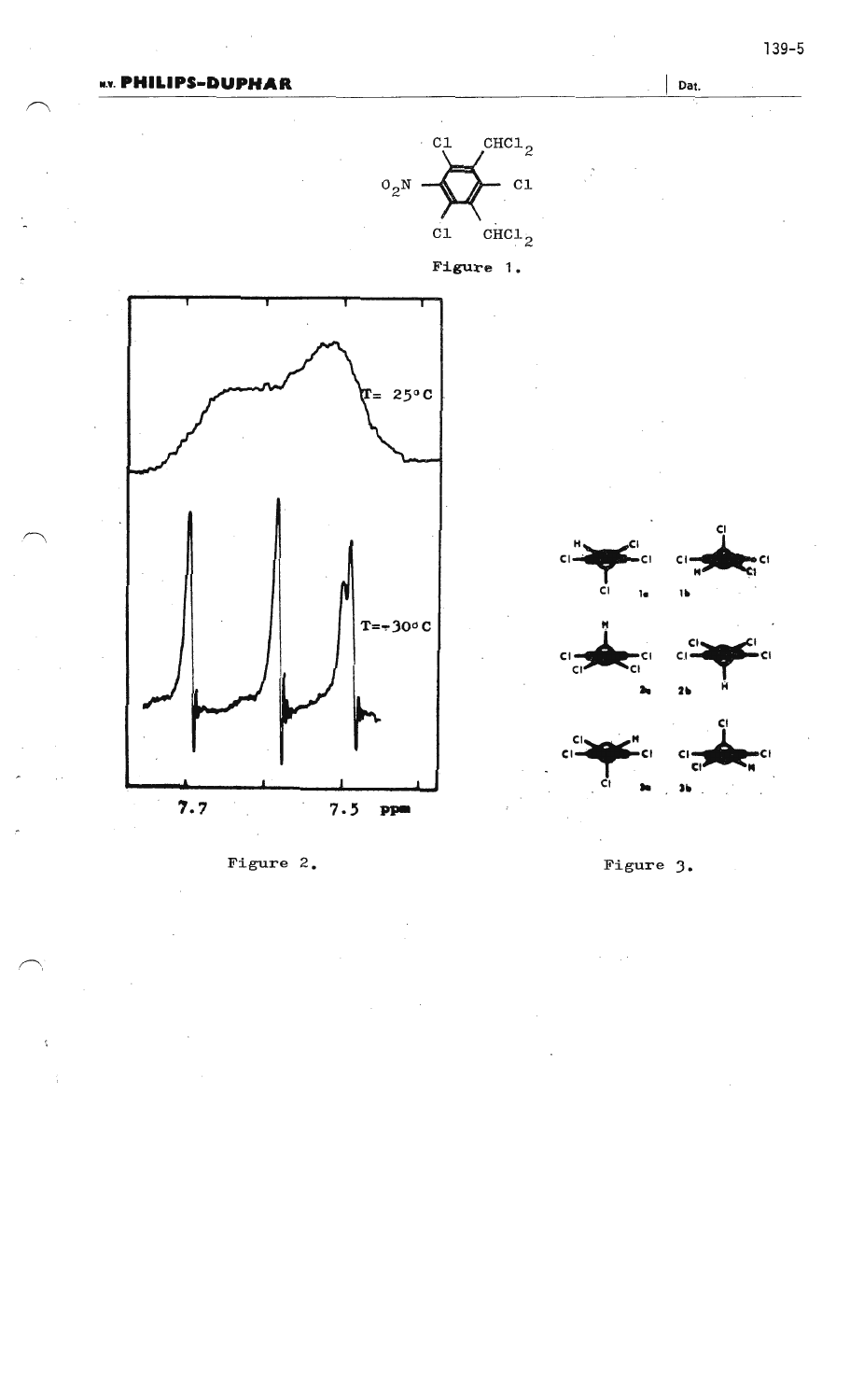Figure 1.

Figure 2.

Figure 3.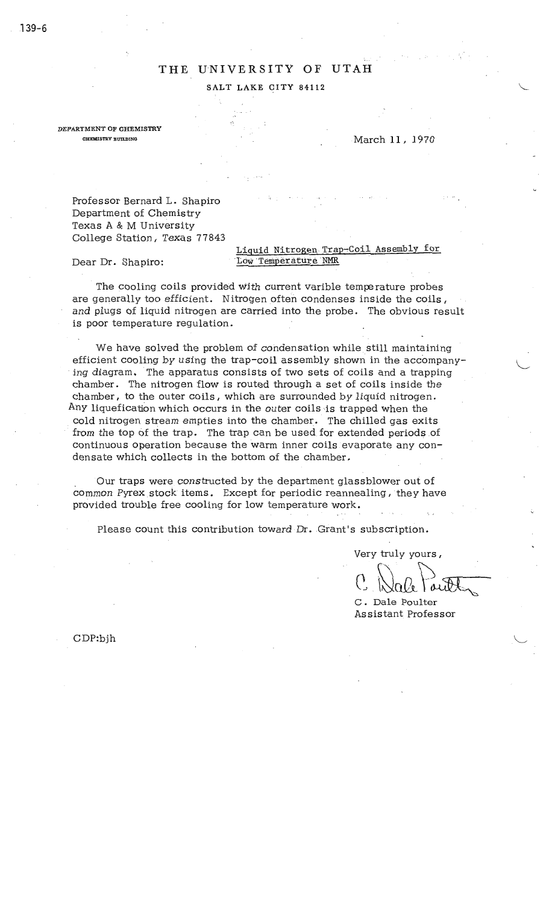THE UNIVERSITY OF UTAH

SALT LAKE CITY 84112

DEPARTMENT OF CHEMISTRY
CHEMISTRY BUILDING

March 11, 1970

Professor Bernard L. Shapiro
Department of Chemistry
Texas A & M University
College Station, Texas 77843

Dear Dr. Shapiro:

Liquid Nitrogen Trap-Coil Assembly for Low Temperature NMR

The cooling coils provided with current varible temperature probes are generally too efficient. Nitrogen often condenses inside the coils, and plugs of liquid nitrogen are carried into the probe. The obvious result is poor temperature regulation.

We have solved the problem of condensation while still maintaining efficient cooling by using the trap-coil assembly shown in the accompanying diagram. The apparatus consists of two sets of coils and a trapping chamber. The nitrogen flow is routed through a set of coils inside the chamber, to the outer coils, which are surrounded by liquid nitrogen. Any liquefication which occurs in the outer coils is trapped when the cold nitrogen stream empties into the chamber. The chilled gas exits from the top of the trap. The trap can be used for extended periods of continuous operation because the warm inner coils evaporate any condensate which collects in the bottom of the chamber.

Our traps were constructed by the department glassblower out of common Pyrex stock items. Except for periodic reannealing, they have provided trouble free cooling for low temperature work.

Please count this contribution toward Dr. Grant's subscription.

Very truly yours,

C. Dale Poulter
Assistant Professor

CDP:bjh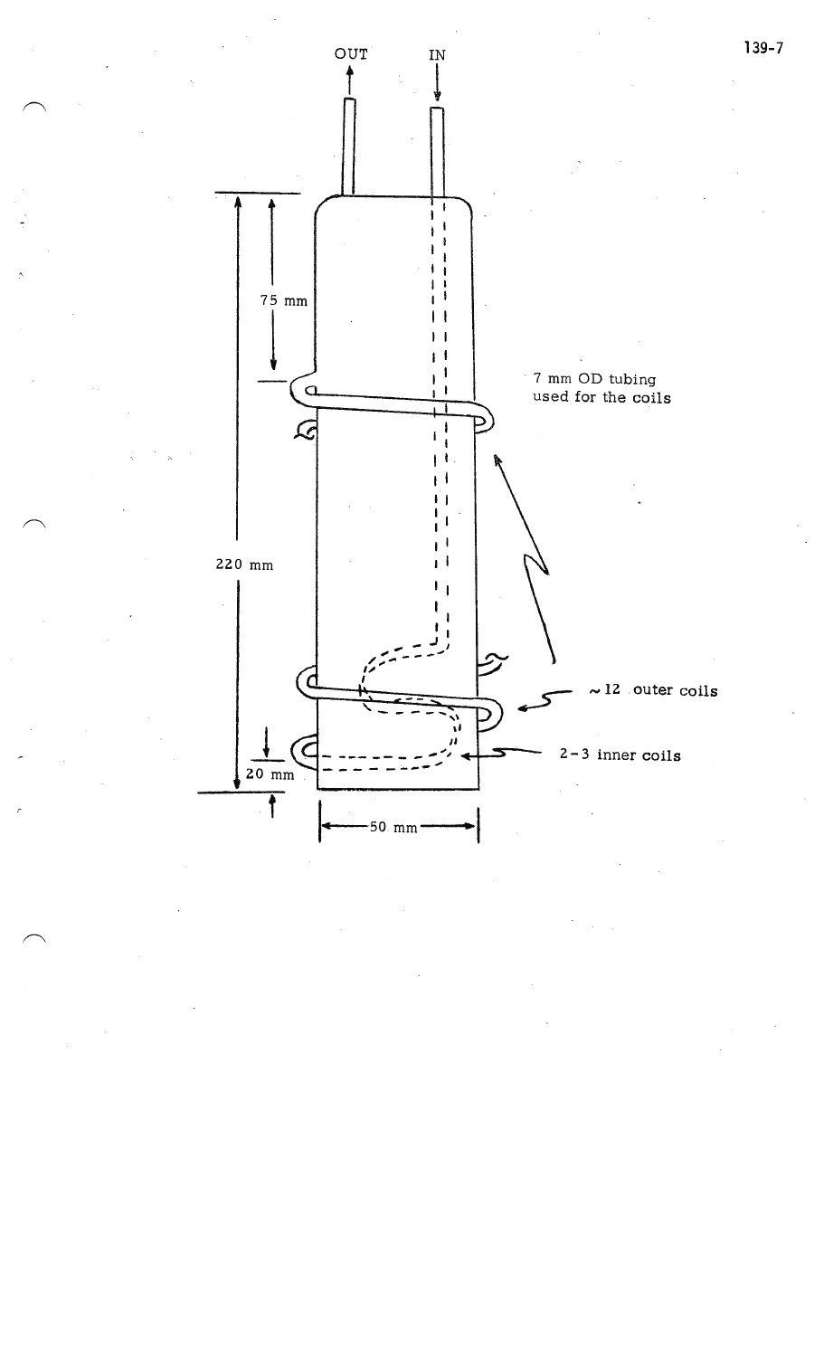OUT

IN

75 mm

220 mm

20 mm

50 mm

7 mm OD tubing used for the coils

~12 outer coils

2-3 inner coils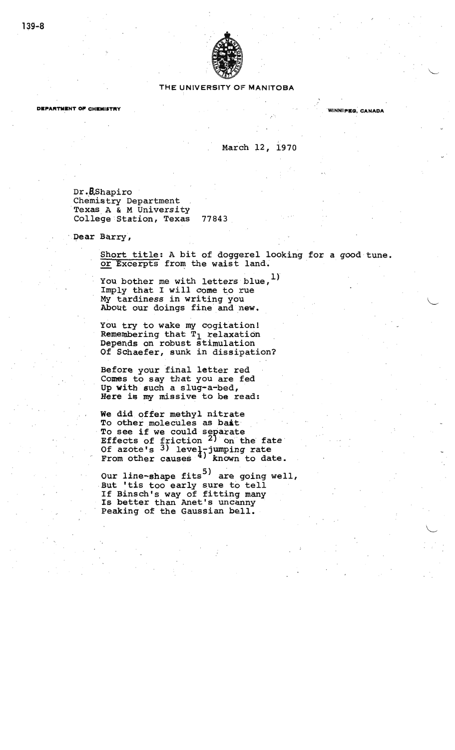THE UNIVERSITY OF MANITOBA

DEPARTMENT OF CHEMISTRY WINNIPEG, CANADA

March 12, 1970

Dr. B. Shapiro
Chemistry Department
Texas A & M University
College Station, Texas 77843

Dear Barry,

Short title: A bit of doggerel looking for a good tune. or Excerpts from the waist land.

You bother me with letters blue,[1)]
Imply that I will come to rue
My tardiness in writing you
About our doings fine and new.

You try to wake my cogitation!
Remembering that $T_1$ relaxation
Depends on robust stimulation
Of Schaefer, sunk in dissipation?

Before your final letter red
Comes to say that you are fed
Up with such a slug-a-bed,
Here is my missive to be read:

We did offer methyl nitrate
To other molecules as bait
To see if we could separate
Effects of friction [2)] on the fate
Of azote's [3)] level-jumping rate
From other causes [4)] known to date.

Our line-shape fits[5)] are going well,
But 'tis too early sure to tell
If Binsch's way of fitting many
Is better than Anet's uncanny
Peaking of the Gaussian bell.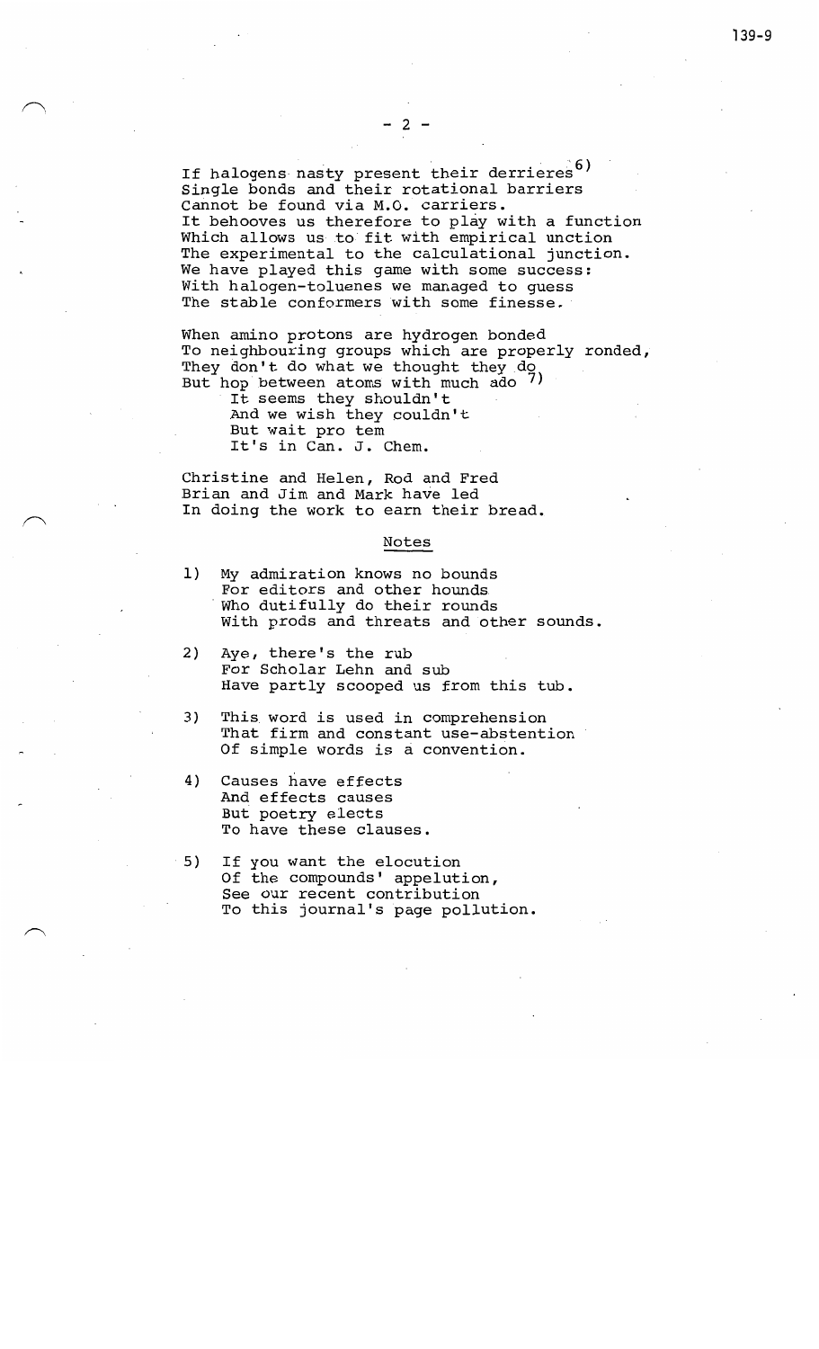If halogens nasty present their derrieres[6)]
Single bonds and their rotational barriers
Cannot be found via M.O. carriers.
It behooves us therefore to play with a function
Which allows us to fit with empirical unction
The experimental to the calculational junction.
We have played this game with some success:
With halogen-toluenes we managed to guess
The stable conformers with some finesse.

When amino protons are hydrogen bonded
To neighbouring groups which are properly ronded,
They don't do what we thought they do
But hop between atoms with much ado [7)]

> It seems they shouldn't
> And we wish they couldn't
> But wait pro tem
> It's in Can. J. Chem.

Christine and Helen, Rod and Fred
Brian and Jim and Mark have led
In doing the work to earn their bread.

## Notes

1) My admiration knows no bounds
   For editors and other hounds
   Who dutifully do their rounds
   With prods and threats and other sounds.

2) Aye, there's the rub
   For Scholar Lehn and sub
   Have partly scooped us from this tub.

3) This word is used in comprehension
   That firm and constant use-abstention
   Of simple words is a convention.

4) Causes have effects
   And effects causes
   But poetry elects
   To have these clauses.

5) If you want the elocution
   Of the compounds' appelution,
   See our recent contribution
   To this journal's page pollution.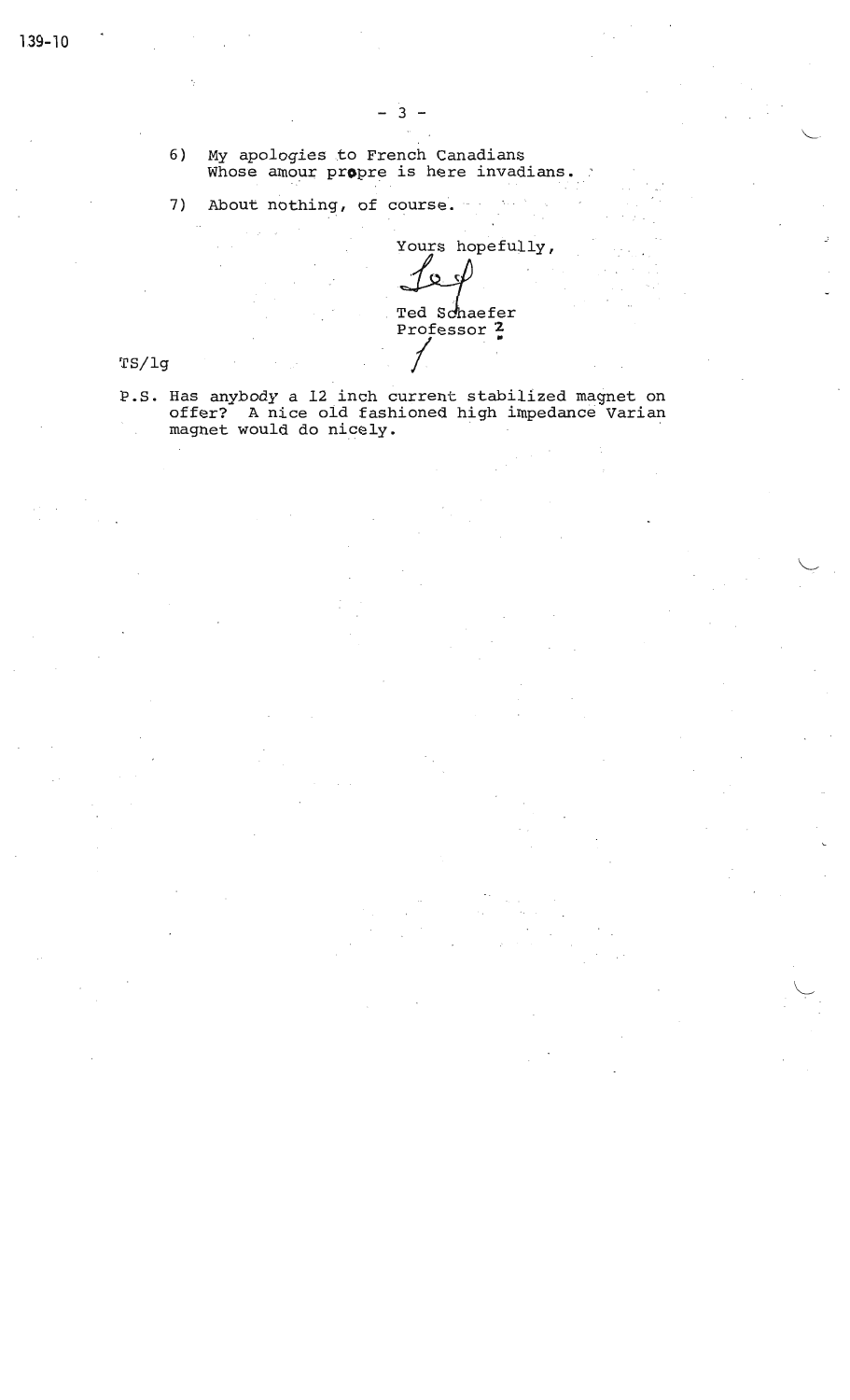6) My apologies to French Canadians
   Whose amour propre is here invadians.

7) About nothing, of course.

Yours hopefully,

Ted Schaefer
Professor

TS/lg

P.S. Has anybody a 12 inch current stabilized magnet on offer? A nice old fashioned high impedance Varian magnet would do nicely.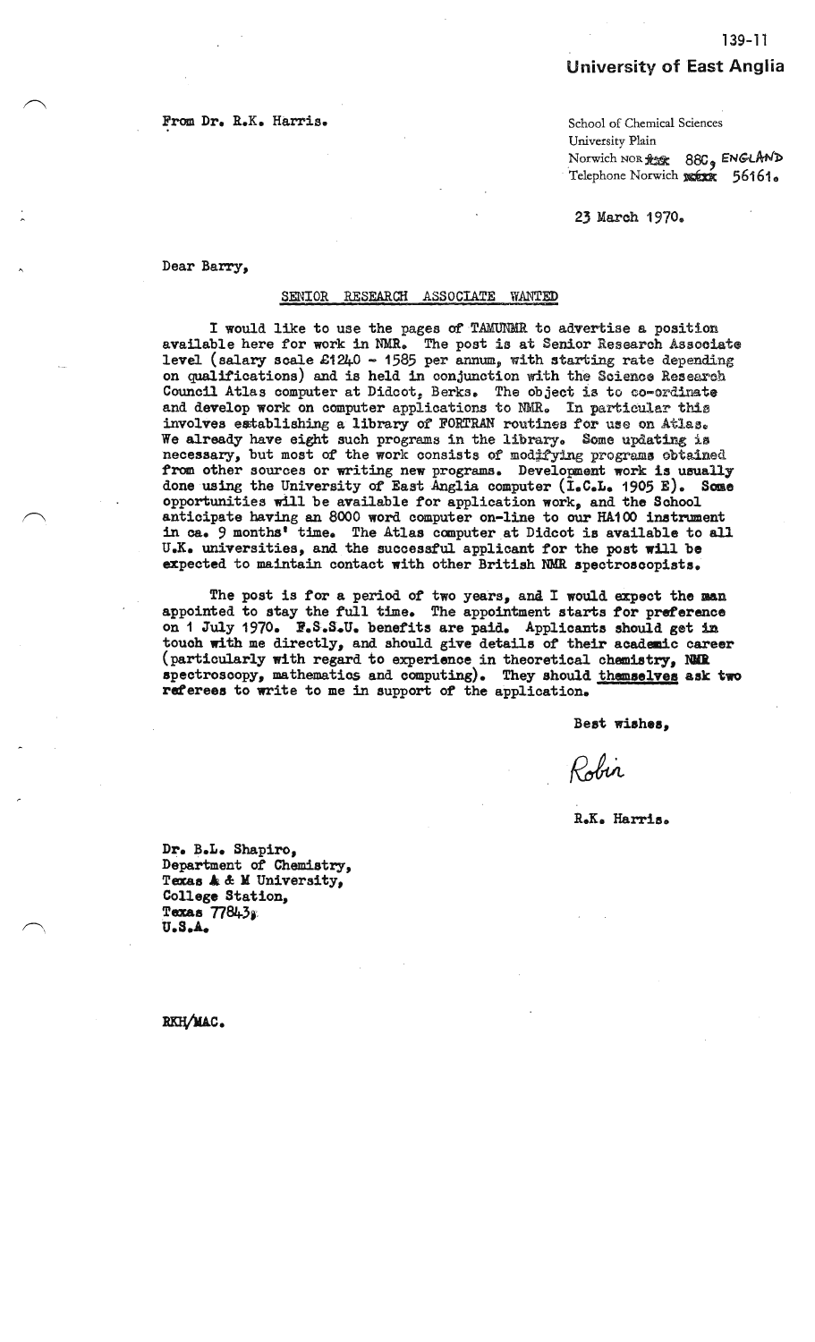139-11

**University of East Anglia**

From Dr. R.K. Harris.

School of Chemical Sciences
University Plain
Norwich NOR 88C, ENGLAND
Telephone Norwich 56161.

23 March 1970.

Dear Barry,

SENIOR RESEARCH ASSOCIATE WANTED

I would like to use the pages of TAMUNMR to advertise a position available here for work in NMR. The post is at Senior Research Associate level (salary scale £1240 - 1585 per annum, with starting rate depending on qualifications) and is held in conjunction with the Science Research Council Atlas computer at Didcot, Berks. The object is to co-ordinate and develop work on computer applications to NMR. In particular this involves establishing a library of FORTRAN routines for use on Atlas. We already have eight such programs in the library. Some updating is necessary, but most of the work consists of modifying programs obtained from other sources or writing new programs. Development work is usually done using the University of East Anglia computer (I.C.L. 1905 E). Some opportunities will be available for application work, and the School anticipate having an 8000 word computer on-line to our HA100 instrument in ca. 9 months' time. The Atlas computer at Didcot is available to all U.K. universities, and the successful applicant for the post will be expected to maintain contact with other British NMR spectroscopists.

The post is for a period of two years, and I would expect the man appointed to stay the full time. The appointment starts for preference on 1 July 1970. F.S.S.U. benefits are paid. Applicants should get in touch with me directly, and should give details of their academic career (particularly with regard to experience in theoretical chemistry, NMR spectroscopy, mathematics and computing). They should <u>themselves</u> ask two referees to write to me in support of the application.

Best wishes,

Robin

R.K. Harris.

Dr. B.L. Shapiro,
Department of Chemistry,
Texas A & M University,
College Station,
Texas 77843
U.S.A.

RKH/MAC.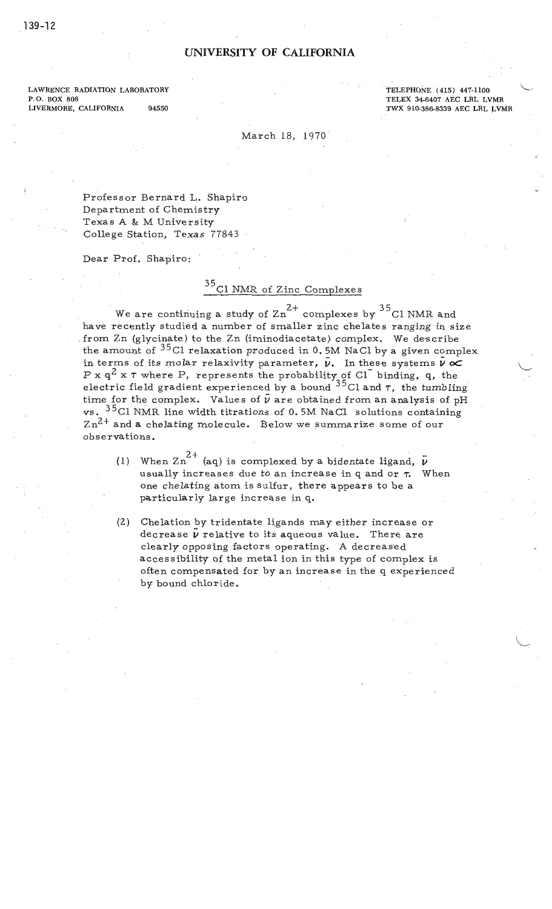UNIVERSITY OF CALIFORNIA

LAWRENCE RADIATION LABORATORY
P.O. BOX 808
LIVERMORE, CALIFORNIA 94550

TELEPHONE (415) 447-1100
TELEX 34-6407 AEC LRL LVMR
TWX 910-386-8339 AEC LRL LVMR

March 18, 1970

Professor Bernard L. Shapiro
Department of Chemistry
Texas A & M University
College Station, Texas 77843

Dear Prof. Shapiro:

## $^{35}Cl$ NMR of Zinc Complexes

We are continuing a study of $Zn^{2+}$ complexes by $^{35}Cl$ NMR and have recently studied a number of smaller zinc chelates ranging in size from Zn (glycinate) to the Zn (iminodiacetate) complex. We describe the amount of $^{35}Cl$ relaxation produced in 0.5M NaCl by a given complex in terms of its molar relaxivity parameter, $\bar{\nu}$. In these systems $\bar{\nu} \propto P \times q^2 \times \tau$ where P, represents the probability of $Cl^-$ binding, q, the electric field gradient experienced by a bound $^{35}Cl$ and $\tau$, the tumbling time for the complex. Values of $\bar{\nu}$ are obtained from an analysis of pH vs. $^{35}Cl$ NMR line width titrations of 0.5M NaCl solutions containing $Zn^{2+}$ and a chelating molecule. Below we summarize some of our observations.

(1) When $Zn^{2+}$ (aq) is complexed by a bidentate ligand, $\bar{\nu}$ usually increases due to an increase in q and or $\tau$. When one chelating atom is sulfur, there appears to be a particularly large increase in q.

(2) Chelation by tridentate ligands may either increase or decrease $\bar{\nu}$ relative to its aqueous value. There are clearly opposing factors operating. A decreased accessibility of the metal ion in this type of complex is often compensated for by an increase in the q experienced by bound chloride.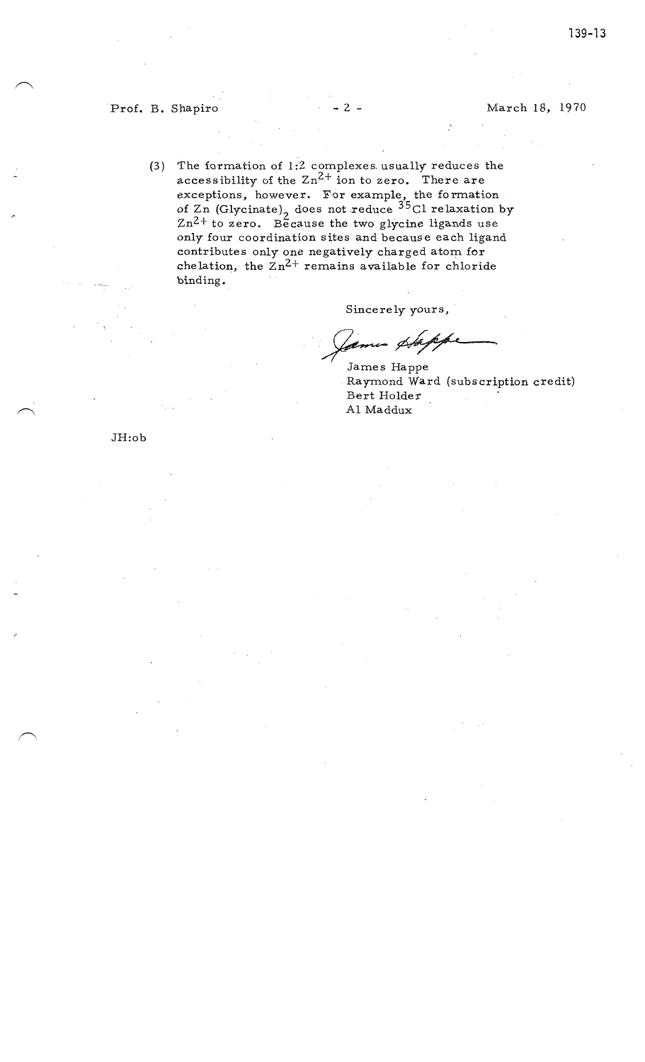Prof. B. Shapiro - 2 - March 18, 1970

(3) The formation of 1:2 complexes usually reduces the accessibility of the $Zn^{2+}$ ion to zero. There are exceptions, however. For example, the formation of Zn $(Glycinate)_2$ does not reduce $^{35}Cl$ relaxation by $Zn^{2+}$ to zero. Because the two glycine ligands use only four coordination sites and because each ligand contributes only one negatively charged atom for chelation, the $Zn^{2+}$ remains available for chloride binding.

Sincerely yours,

James Happe

James Happe
Raymond Ward (subscription credit)
Bert Holder
Al Maddux

JH:ob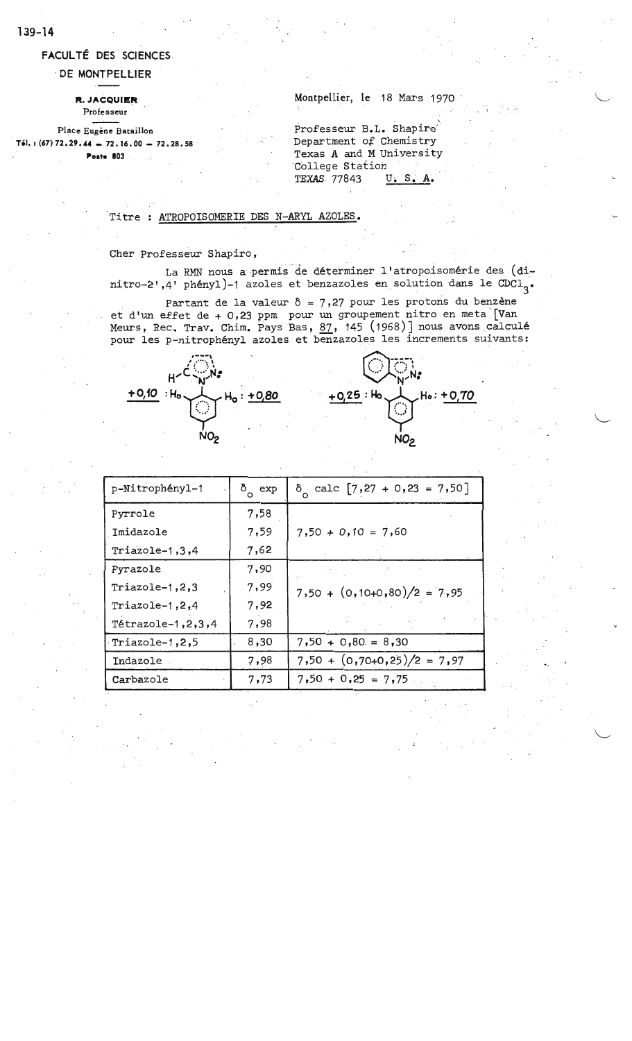139-14

**FACULTÉ DES SCIENCES**
**DE MONTPELLIER**

**R. JACQUIER**
Professeur

Place Eugène Bataillon
Tél. : (67) 72.29.44 — 72.16.00 — 72.28.58
Poste 803

Montpellier, le 18 Mars 1970

Professeur B.L. Shapiro
Department of Chemistry
Texas A and M University
College Station
TEXAS 77843 U. S. A.

Titre : ATROPOISOMERIE DES N-ARYL AZOLES.

Cher Professeur Shapiro,

La RMN nous a permis de déterminer l'atropoisomérie des (dinitro-2',4' phényl)-1 azoles et benzazoles en solution dans le $CDCl_3$.

Partant de la valeur δ = 7,27 pour les protons du benzène et d'un effet de + 0,23 ppm pour un groupement nitro en meta [Van Meurs, Rec. Trav. Chim. Pays Bas, 87, 145 (1968)] nous avons calculé pour les p-nitrophényl azoles et benzazoles les increments suivants:

+0,10 : $H_o$ — $H_o$ : +0,80 (azole, côté H–C / côté N:)

+0,25 : $H_o$ — $H_o$ : +0,70 (benzazole, côté benzo / côté N:)

| p-Nitrophényl-1 | $\delta_o$ exp | $\delta_o$ calc [7,27 + 0,23 = 7,50] |
|---|---|---|
| Pyrrole | 7,58 | 7,50 + 0,10 = 7,60 |
| Imidazole | 7,59 | |
| Triazole-1,3,4 | 7,62 | |
| Pyrazole | 7,90 | 7,50 + (0,10+0,80)/2 = 7,95 |
| Triazole-1,2,3 | 7,99 | |
| Triazole-1,2,4 | 7,92 | |
| Tétrazole-1,2,3,4 | 7,98 | |
| Triazole-1,2,5 | 8,30 | 7,50 + 0,80 = 8,30 |
| Indazole | 7,98 | 7,50 + (0,70+0,25)/2 = 7,97 |
| Carbazole | 7,73 | 7,50 + 0,25 = 7,75 |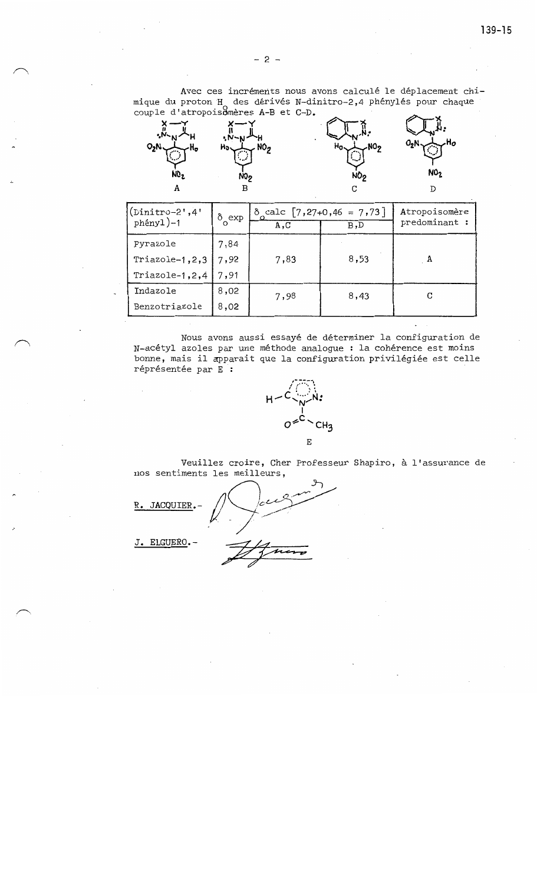- 2 -

Avec ces incréments nous avons calculé le déplacement chimique du proton $H_o$ des dérivés N-dinitro-2,4 phénylés pour chaque couple d'atropoisomères A-B et C-D.

| (Dinitro-2',4' phényl)-1 | $\delta_o$ exp | $\delta_o$ calc [7,27+0,46 = 7,73] | | Atropoisomère predominant : |
|---|---|---|---|---|
| | | A,C | B,D | |
| Pyrazole | 7,84 | | | |
| Triazole-1,2,3 | 7,92 | 7,83 | 8,53 | A |
| Triazole-1,2,4 | 7,91 | | | |
| Indazole | 8,02 | 7,98 | 8,43 | C |
| Benzotriazole | 8,02 | | | |

Nous avons aussi essayé de déterminer la configuration de N-acétyl azoles par une méthode analogue : la cohérence est moins bonne, mais il apparait que la configuration privilégiée est celle réprésentée par E :

E

Veuillez croire, Cher Professeur Shapiro, à l'assurance de nos sentiments les meilleurs,

R. JACQUIER.-

J. ELGUERO.-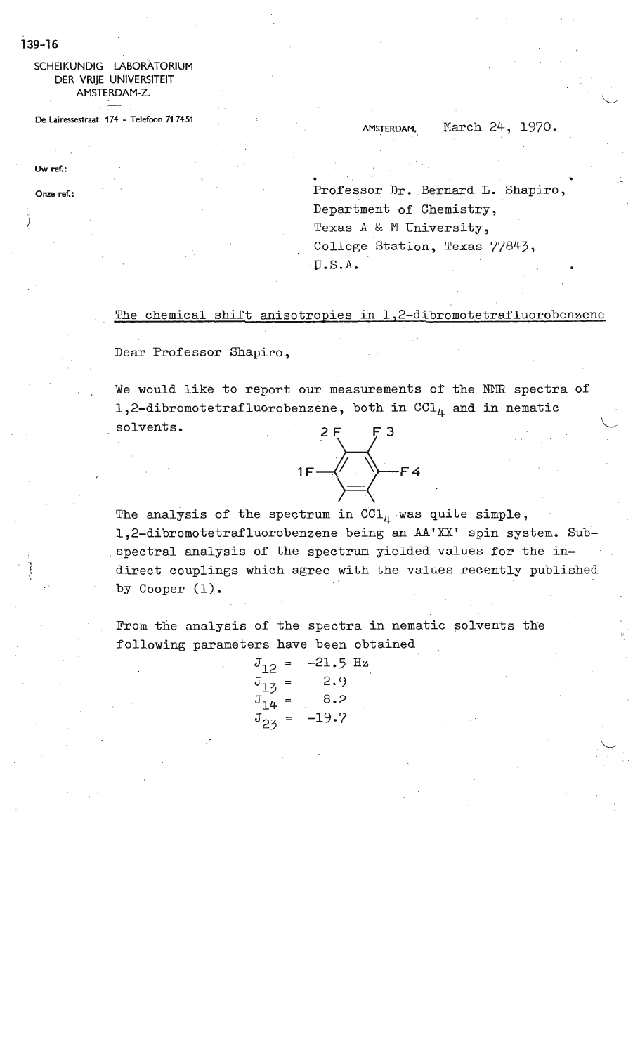139-16

SCHEIKUNDIG LABORATORIUM
DER VRIJE UNIVERSITEIT
AMSTERDAM-Z.

De Lairessestraat 174 - Telefoon 71 74 51

AMSTERDAM, March 24, 1970.

Uw ref.:

Onze ref.:

Professor Dr. Bernard L. Shapiro,
Department of Chemistry,
Texas A & M University,
College Station, Texas 77843,
U.S.A.

The chemical shift anisotropies in 1,2-dibromotetrafluorobenzene

Dear Professor Shapiro,

We would like to report our measurements of the NMR spectra of 1,2-dibromotetrafluorobenzene, both in $CCl_4$ and in nematic solvents.

2 F F 3

1F— —F4

The analysis of the spectrum in $CCl_4$ was quite simple, 1,2-dibromotetrafluorobenzene being an AA'XX' spin system. Subspectral analysis of the spectrum yielded values for the indirect couplings which agree with the values recently published by Cooper (1).

From the analysis of the spectra in nematic solvents the following parameters have been obtained

$$J_{12} = -21.5 \text{ Hz}$$
$$J_{13} = 2.9$$
$$J_{14} = 8.2$$
$$J_{23} = -19.7$$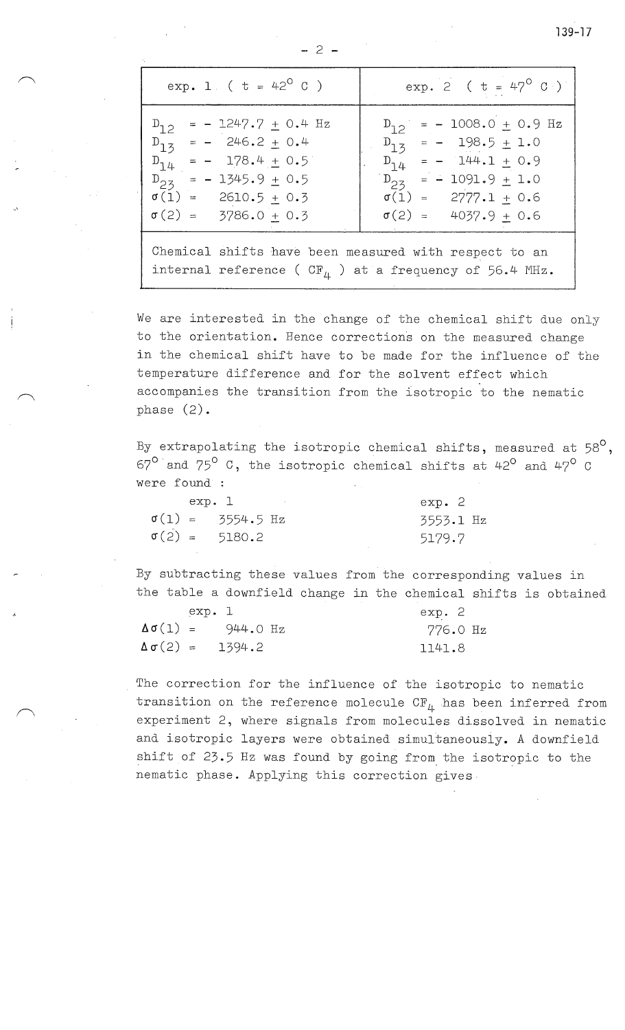| exp. 1 ( $t = 42^{\circ}$ C ) | exp. 2 ( $t = 47^{\circ}$ C ) |
|---|---|
| $D_{12} = -1247.7 \pm 0.4$ Hz | $D_{12} = -1008.0 \pm 0.9$ Hz |
| $D_{13} = -246.2 \pm 0.4$ | $D_{13} = -198.5 \pm 1.0$ |
| $D_{14} = -178.4 \pm 0.5$ | $D_{14} = -144.1 \pm 0.9$ |
| $D_{23} = -1345.9 \pm 0.5$ | $D_{23} = -1091.9 \pm 1.0$ |
| $\sigma(1) = 2610.5 \pm 0.3$ | $\sigma(1) = 2777.1 \pm 0.6$ |
| $\sigma(2) = 3786.0 \pm 0.3$ | $\sigma(2) = 4037.9 \pm 0.6$ |
| Chemical shifts have been measured with respect to an internal reference ( $CF_4$ ) at a frequency of 56.4 MHz. | |

We are interested in the change of the chemical shift due only to the orientation. Hence corrections on the measured change in the chemical shift have to be made for the influence of the temperature difference and for the solvent effect which accompanies the transition from the isotropic to the nematic phase (2).

By extrapolating the isotropic chemical shifts, measured at 58°, 67° and 75° C, the isotropic chemical shifts at 42° and 47° C were found :

| | exp. 1 | exp. 2 |
|---|---|---|
| $\sigma(1) =$ | 3554.5 Hz | 3553.1 Hz |
| $\sigma(2) =$ | 5180.2 | 5179.7 |

By subtracting these values from the corresponding values in the table a downfield change in the chemical shifts is obtained

| | exp. 1 | exp. 2 |
|---|---|---|
| $\Delta\sigma(1) =$ | 944.0 Hz | 776.0 Hz |
| $\Delta\sigma(2) =$ | 1394.2 | 1141.8 |

The correction for the influence of the isotropic to nematic transition on the reference molecule $CF_4$ has been inferred from experiment 2, where signals from molecules dissolved in nematic and isotropic layers were obtained simultaneously. A downfield shift of 23.5 Hz was found by going from the isotropic to the nematic phase. Applying this correction gives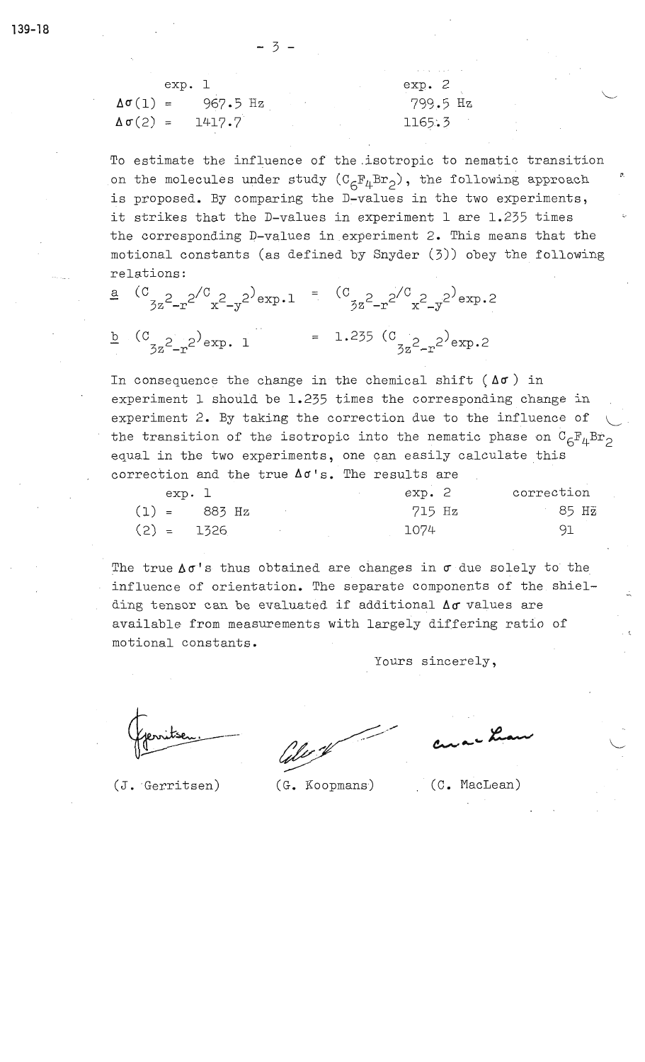|  | exp. 1 | exp. 2 |
| --- | --- | --- |
| $\Delta\sigma(1)$ = | 967.5 Hz | 799.5 Hz |
| $\Delta\sigma(2)$ = | 1417.7 | 1165.3 |

To estimate the influence of the isotropic to nematic transition on the molecules under study ($C_6F_4Br_2$), the following approach is proposed. By comparing the D-values in the two experiments, it strikes that the D-values in experiment 1 are 1.235 times the corresponding D-values in experiment 2. This means that the motional constants (as defined by Snyder (3)) obey the following relations:

a $(C_{3z^2-r^2}/C_{x^2-y^2})_{exp.1} = (C_{3z^2-r^2}/C_{x^2-y^2})_{exp.2}$

b $(C_{3z^2-r^2})_{exp.1} = 1.235\ (C_{3z^2-r^2})_{exp.2}$

In consequence the change in the chemical shift ($\Delta\sigma$) in experiment 1 should be 1.235 times the corresponding change in experiment 2. By taking the correction due to the influence of the transition of the isotropic into the nematic phase on $C_6F_4Br_2$ equal in the two experiments, one can easily calculate this correction and the true $\Delta\sigma$'s. The results are

|  | exp. 1 | exp. 2 | correction |
| --- | --- | --- | --- |
| (1) = | 883 Hz | 715 Hz | 85 Hz |
| (2) = | 1326 | 1074 | 91 |

The true $\Delta\sigma$'s thus obtained are changes in $\sigma$ due solely to the influence of orientation. The separate components of the shielding tensor can be evaluated if additional $\Delta\sigma$ values are available from measurements with largely differing ratio of motional constants.

Yours sincerely,

(J. Gerritsen) (G. Koopmans) (C. MacLean)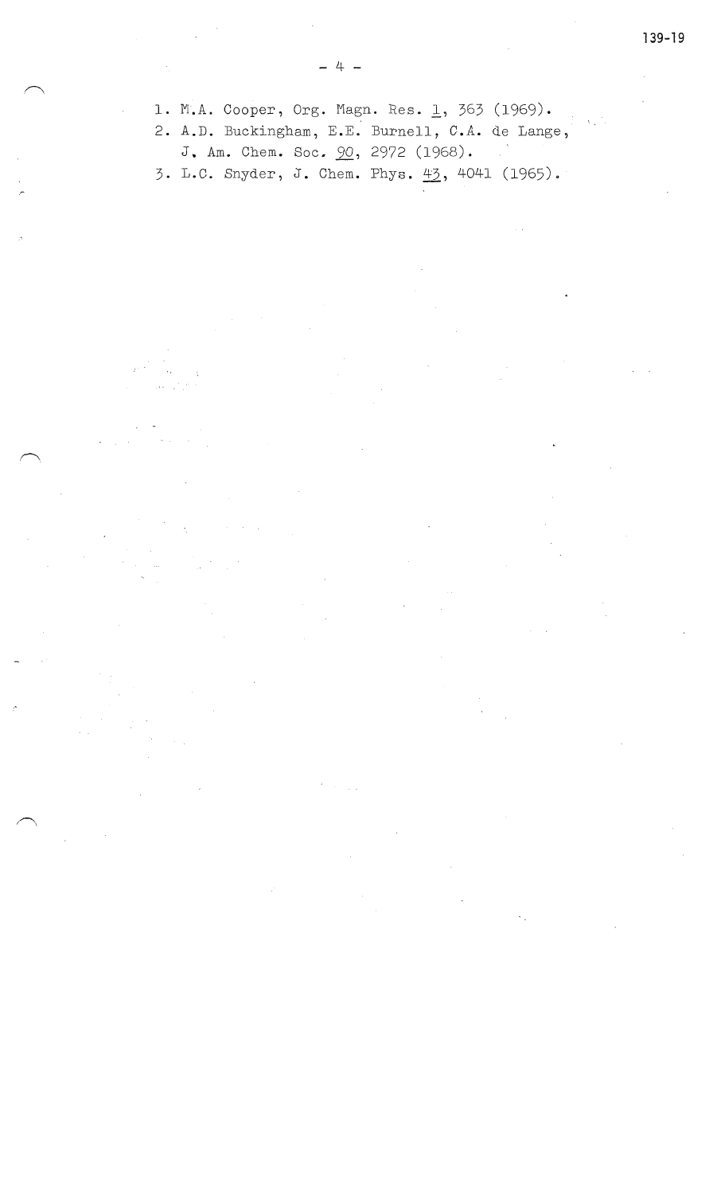1. M.A. Cooper, Org. Magn. Res. 1, 363 (1969).
2. A.D. Buckingham, E.E. Burnell, C.A. de Lange, J. Am. Chem. Soc. 90, 2972 (1968).
3. L.C. Snyder, J. Chem. Phys. 43, 4041 (1965).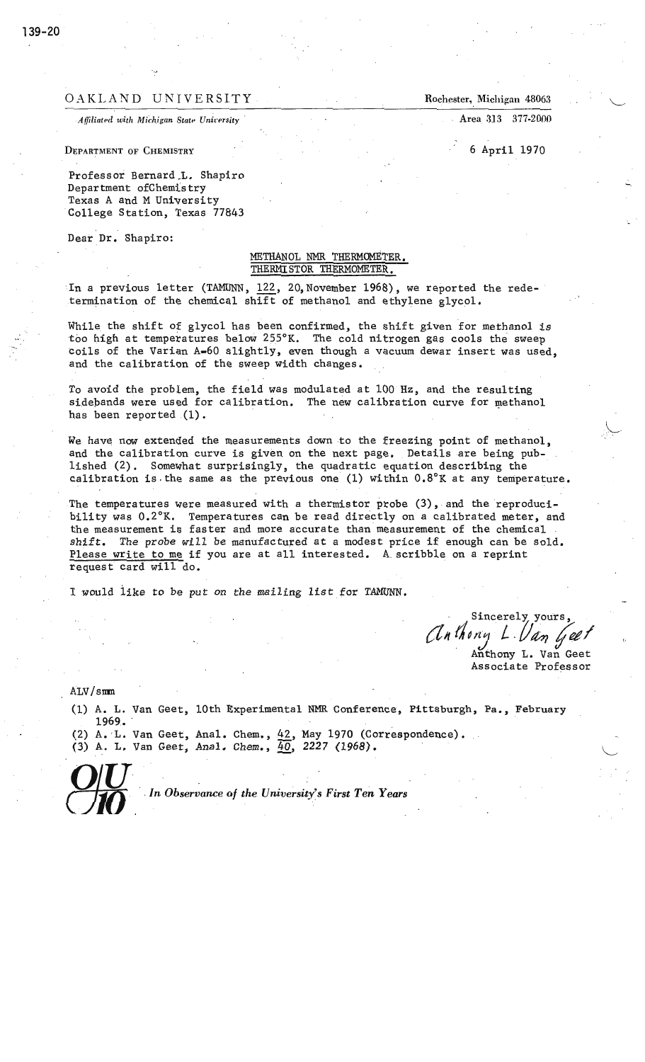OAKLAND UNIVERSITY

*Affiliated with Michigan State University*

Rochester, Michigan 48063

Area 313 377-2000

DEPARTMENT OF CHEMISTRY

6 April 1970

Professor Bernard L. Shapiro
Department of Chemistry
Texas A and M University
College Station, Texas 77843

Dear Dr. Shapiro:

METHANOL NMR THERMOMETER.
THERMISTOR THERMOMETER.

In a previous letter (TAMUNN, 122, 20, November 1968), we reported the redetermination of the chemical shift of methanol and ethylene glycol.

While the shift of glycol has been confirmed, the shift given for methanol is too high at temperatures below 255°K. The cold nitrogen gas cools the sweep coils of the Varian A-60 slightly, even though a vacuum dewar insert was used, and the calibration of the sweep width changes.

To avoid the problem, the field was modulated at 100 Hz, and the resulting sidebands were used for calibration. The new calibration curve for methanol has been reported (1).

We have now extended the measurements down to the freezing point of methanol, and the calibration curve is given on the next page. Details are being published (2). Somewhat surprisingly, the quadratic equation describing the calibration is the same as the previous one (1) within 0.8°K at any temperature.

The temperatures were measured with a thermistor probe (3), and the reproducibility was 0.2°K. Temperatures can be read directly on a calibrated meter, and the measurement is faster and more accurate than measurement of the chemical shift. *The probe will be manufactured at a modest price if enough can be sold.* Please write to me if you are at all interested. A scribble on a reprint request card will do.

I would like to be put on the mailing list for TAMUNN.

Sincerely yours,

Anthony L. Van Geet
Associate Professor

ALV/smm

(1) A. L. Van Geet, 10th Experimental NMR Conference, Pittsburgh, Pa., February 1969.
(2) A. L. Van Geet, Anal. Chem., 42, May 1970 (Correspondence).
(3) A. L. Van Geet, *Anal. Chem.*, 40, 2227 (1968).

OU 10 *In Observance of the University's First Ten Years*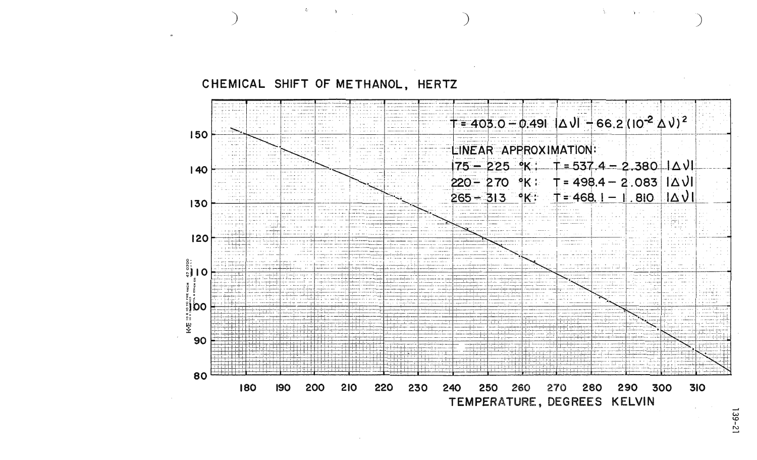CHEMICAL SHIFT OF METHANOL, HERTZ

$$T = 403.0 - 0.491\ |\Delta\nu| - 66.2\ (10^{-2}\ \Delta\nu)^2$$

LINEAR APPROXIMATION:

175 – 225 °K: $T = 537.4 - 2.380\ |\Delta\nu|$

220 – 270 °K: $T = 498.4 - 2.083\ |\Delta\nu|$

265 – 313 °K: $T = 468.1 - 1.810\ |\Delta\nu|$

TEMPERATURE, DEGREES KELVIN

139-21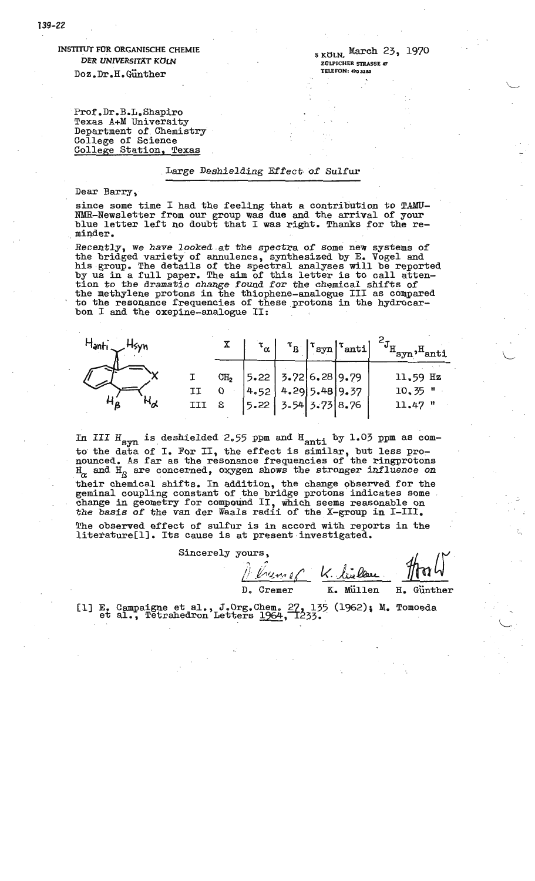INSTITUT FÜR ORGANISCHE CHEMIE
DER UNIVERSITÄT KÖLN
Doz.Dr.H.Günther

5 KÖLN, March 23, 1970
ZÜLPICHER STRASSE 47
TELEFON: 470 3283

Prof.Dr.B.L.Shapiro
Texas A+M University
Department of Chemistry
College of Science
College Station, Texas

## Large Deshielding Effect of Sulfur

Dear Barry,

since some time I had the feeling that a contribution to TAMU-NMR-Newsletter from our group was due and the arrival of your blue letter left no doubt that I was right. Thanks for the reminder.

Recently, we have looked at the spectra of some new systems of the bridged variety of annulenes, synthesized by E. Vogel and his group. The details of the spectral analyses will be reported by us in a full paper. The aim of this letter is to call attention to the dramatic change found for the chemical shifts of the methylene protons in the thiophene-analogue III as compared to the resonance frequencies of these protons in the hydrocarbon I and the oxepine-analogue II:

| | X | $\tau_\alpha$ | $\tau_\beta$ | $\tau_{syn}$ | $\tau_{anti}$ | $^2J_{H_{syn},H_{anti}}$ |
|---|---|---|---|---|---|---|
| I | $CH_2$ | 5.22 | 3.72 | 6.28 | 9.79 | 11.59 Hz |
| II | O | 4.52 | 4.29 | 5.48 | 9.37 | 10.35 " |
| III | S | 5.22 | 3.54 | 3.73 | 8.76 | 11.47 " |

In III $H_{syn}$ is deshielded 2.55 ppm and $H_{anti}$ by 1.03 ppm as com- to the data of I. For II, the effect is similar, but less pronounced. As far as the resonance frequencies of the ringprotons $H_\alpha$ and $H_\beta$ are concerned, oxygen shows the stronger influence on their chemical shifts. In addition, the change observed for the geminal coupling constant of the bridge protons indicates some change in geometry for compound II, which seems reasonable on the basis of the van der Waals radii of the X-group in I-III.

The observed effect of sulfur is in accord with reports in the literature[1]. Its cause is at present investigated.

Sincerely yours,

D. Cremer   K. Müllen   H. Günther

[1] E. Campaigne et al., J.Org.Chem. 27, 135 (1962); M. Tomoeda et al., Tetrahedron Letters 1964, 1233.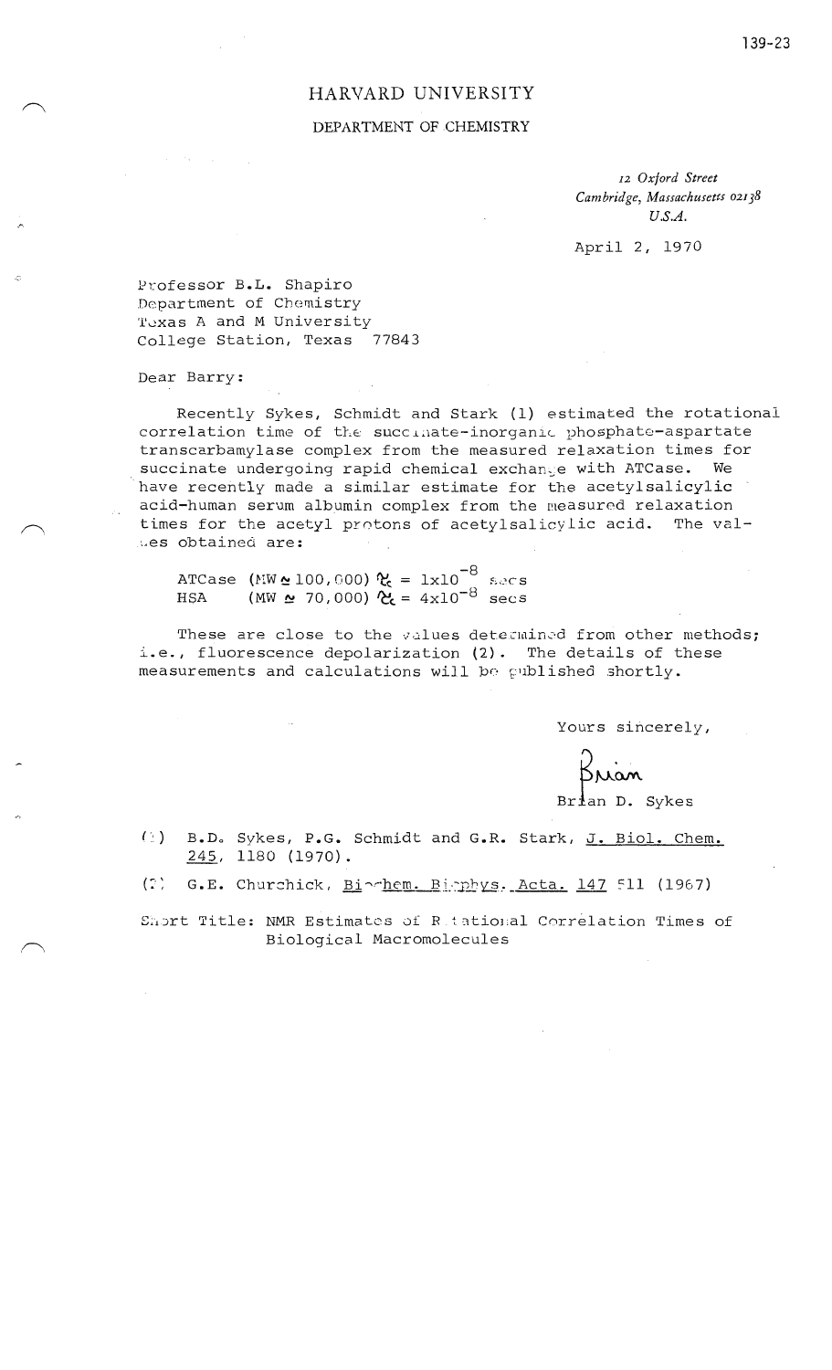# HARVARD UNIVERSITY

## DEPARTMENT OF CHEMISTRY

*12 Oxford Street*
*Cambridge, Massachusetts 02138*
*U.S.A.*

April 2, 1970

Professor B.L. Shapiro
Department of Chemistry
Texas A and M University
College Station, Texas 77843

Dear Barry:

Recently Sykes, Schmidt and Stark (1) estimated the rotational correlation time of the succinate-inorganic phosphate-aspartate transcarbamylase complex from the measured relaxation times for succinate undergoing rapid chemical exchange with ATCase. We have recently made a similar estimate for the acetylsalicylic acid-human serum albumin complex from the measured relaxation times for the acetyl protons of acetylsalicylic acid. The values obtained are:

ATCase (MW $\simeq$ 100,000) $\tau_c = 1 \times 10^{-8}$ secs
HSA (MW $\simeq$ 70,000) $\tau_c = 4 \times 10^{-8}$ secs

These are close to the values determined from other methods; i.e., fluorescence depolarization (2). The details of these measurements and calculations will be published shortly.

Yours sincerely,

Brian

Brian D. Sykes

(1) B.D. Sykes, P.G. Schmidt and G.R. Stark, J. Biol. Chem. 245, 1180 (1970).

(2) G.E. Churchick, Biochem. Biophys. Acta. 147 511 (1967)

Short Title: NMR Estimates of Rotational Correlation Times of Biological Macromolecules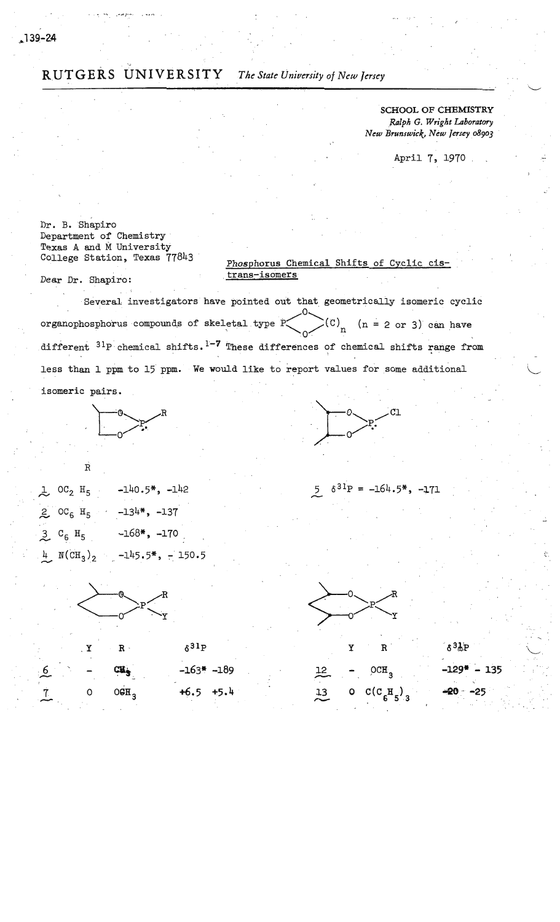139-24

# RUTGERS UNIVERSITY *The State University of New Jersey*

**SCHOOL OF CHEMISTRY**
*Ralph G. Wright Laboratory*
*New Brunswick, New Jersey 08903*

April 7, 1970

Dr. B. Shapiro
Department of Chemistry
Texas A and M University
College Station, Texas 77843

Phosphorus Chemical Shifts of Cyclic cis-trans-isomers

Dear Dr. Shapiro:

Several investigators have pointed out that geometrically isomeric cyclic organophosphorus compounds of skeletal type P(O)(O)(C)$_n$ (n = 2 or 3) can have different $^{31}P$ chemical shifts.[1-7] These differences of chemical shifts range from less than 1 ppm to 15 ppm. We would like to report values for some additional isomeric pairs.

| | R | |
|---|---|---|
| 1 | $OC_2H_5$ | -140.5*, -142 |
| 2 | $OC_6H_5$ | -134*, -137 |
| 3 | $C_6H_5$ | -168*, -170 |
| 4 | $N(CH_3)_2$ | -145.5*, - 150.5 |

5 $\delta^{31}P$ = -164.5*, -171

| | Y | R | $\delta^{31}P$ |
|---|---|---|---|
| 6 | - | $CH_3$ | -163* -189 |
| 7 | O | $OCH_3$ | +6.5 +5.4 |

| | Y | R | $\delta^{31}P$ |
|---|---|---|---|
| 12 | - | $OCH_3$ | -129* - 135 |
| 13 | O | $C(C_6H_5)_3$ | -20 -25 |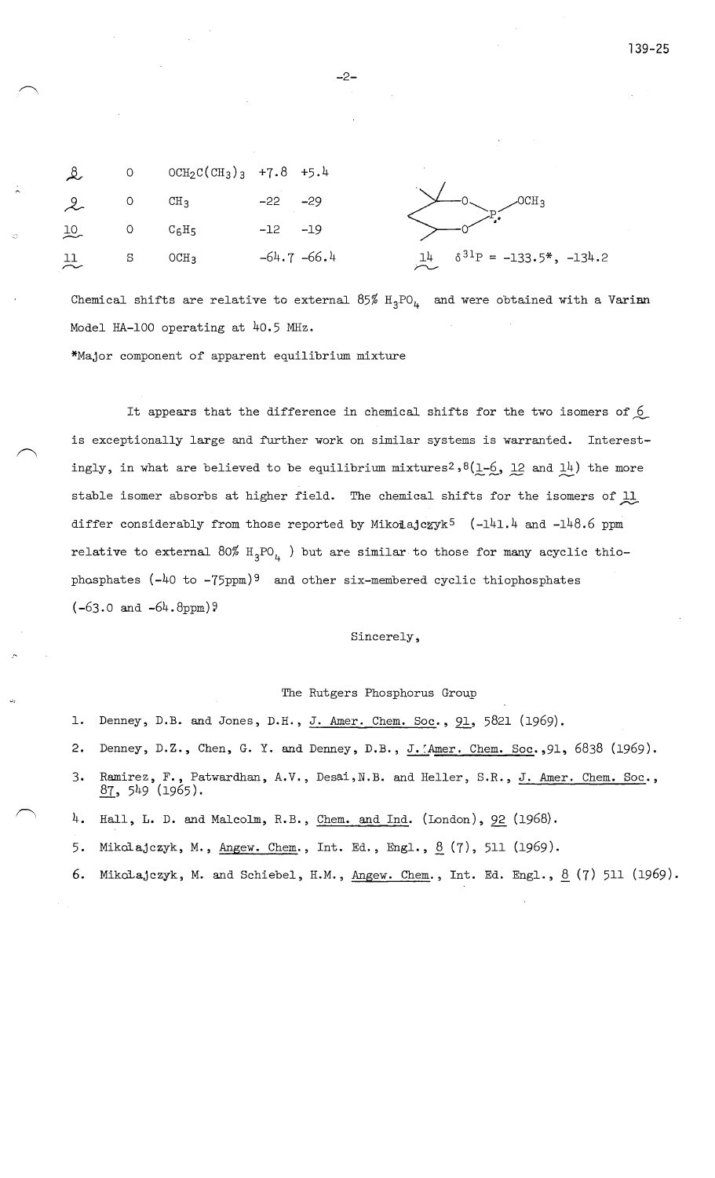| | | | | |
|---|---|---|---|---|
| 8 | O | $OCH_2C(CH_3)_3$ | +7.8 | +5.4 |
| 9 | O | $CH_3$ | -22 | -29 |
| 10 | O | $C_6H_5$ | -12 | -19 |
| 11 | S | $OCH_3$ | -64.7 | -66.4 |

14 $\delta^{31}P$ = -133.5*, -134.2

Chemical shifts are relative to external 85% $H_3PO_4$ and were obtained with a Varian Model HA-100 operating at 40.5 MHz.

*Major component of apparent equilibrium mixture

It appears that the difference in chemical shifts for the two isomers of 6 is exceptionally large and further work on similar systems is warranted. Interestingly, in what are believed to be equilibrium mixtures[2,8](1-6, 12 and 14) the more stable isomer absorbs at higher field. The chemical shifts for the isomers of 11 differ considerably from those reported by Mikołajczyk[5] (-141.4 and -148.6 ppm relative to external 80% $H_3PO_4$ ) but are similar to those for many acyclic thiophosphates (-40 to -75ppm)[9] and other six-membered cyclic thiophosphates (-63.0 and -64.8ppm)[9]

Sincerely,

The Rutgers Phosphorus Group

1. Denney, D.B. and Jones, D.H., J. Amer. Chem. Soc., 91, 5821 (1969).
2. Denney, D.Z., Chen, G. Y. and Denney, D.B., J. Amer. Chem. Soc., 91, 6838 (1969).
3. Ramirez, F., Patwardhan, A.V., Desai, N.B. and Heller, S.R., J. Amer. Chem. Soc., 87, 549 (1965).
4. Hall, L. D. and Malcolm, R.B., Chem. and Ind. (London), 92 (1968).
5. Mikołajczyk, M., Angew. Chem., Int. Ed., Engl., 8 (7), 511 (1969).
6. Mikołajczyk, M. and Schiebel, H.M., Angew. Chem., Int. Ed. Engl., 8 (7) 511 (1969).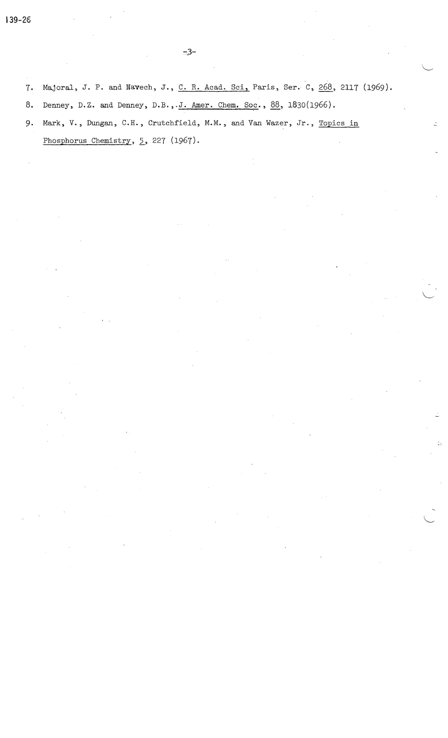7. Majoral, J. P. and Navech, J., C. R. Acad. Sci, Paris, Ser. C, 268, 2117 (1969).

8. Denney, D.Z. and Denney, D.B., J. Amer. Chem. Soc., 88, 1830(1966).

9. Mark, V., Dungan, C.H., Crutchfield, M.M., and Van Wazer, Jr., Topics in Phosphorus Chemistry, 5, 227 (1967).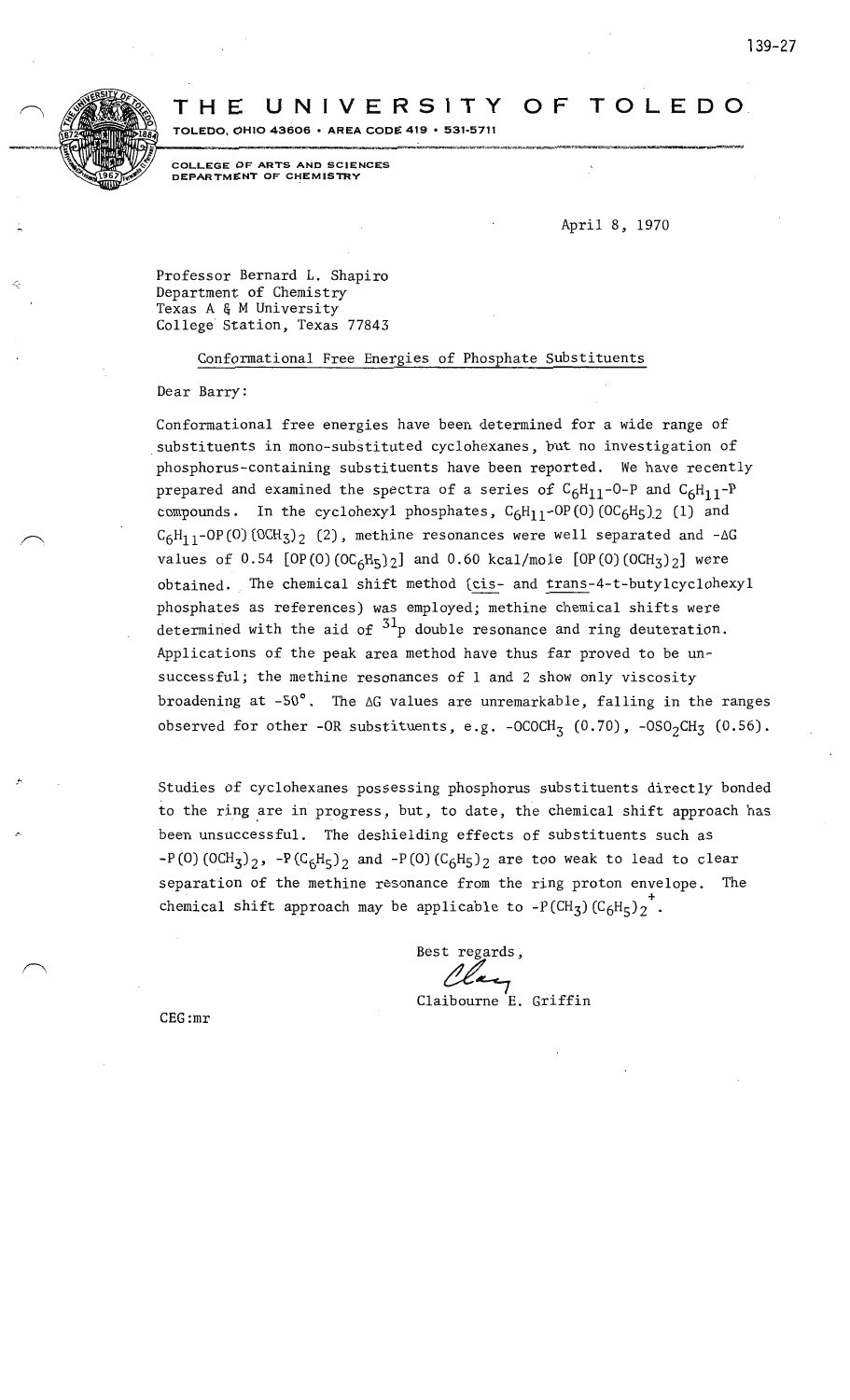THE UNIVERSITY OF TOLEDO

TOLEDO, OHIO 43606 • AREA CODE 419 • 531-5711

COLLEGE OF ARTS AND SCIENCES
DEPARTMENT OF CHEMISTRY

April 8, 1970

Professor Bernard L. Shapiro
Department of Chemistry
Texas A & M University
College Station, Texas 77843

Conformational Free Energies of Phosphate Substituents

Dear Barry:

Conformational free energies have been determined for a wide range of substituents in mono-substituted cyclohexanes, but no investigation of phosphorus-containing substituents have been reported. We have recently prepared and examined the spectra of a series of $C_6H_{11}$-O-P and $C_6H_{11}$-P compounds. In the cyclohexyl phosphates, $C_6H_{11}$-OP(O)$(OC_6H_5)_2$ (1) and $C_6H_{11}$-OP(O)$(OCH_3)_2$ (2), methine resonances were well separated and $-\Delta G$ values of 0.54 [OP(O)$(OC_6H_5)_2$] and 0.60 kcal/mole [OP(O)$(OCH_3)_2$] were obtained. The chemical shift method (cis- and trans-4-t-butylcyclohexyl phosphates as references) was employed; methine chemical shifts were determined with the aid of $^{31}$P double resonance and ring deuteration. Applications of the peak area method have thus far proved to be unsuccessful; the methine resonances of 1 and 2 show only viscosity broadening at -50°. The $\Delta G$ values are unremarkable, falling in the ranges observed for other -OR substituents, e.g. $-OCOCH_3$ (0.70), $-OSO_2CH_3$ (0.56).

Studies of cyclohexanes possessing phosphorus substituents directly bonded to the ring are in progress, but, to date, the chemical shift approach has been unsuccessful. The deshielding effects of substituents such as -P(O)$(OCH_3)_2$, -P$(C_6H_5)_2$ and -P(O)$(C_6H_5)_2$ are too weak to lead to clear separation of the methine resonance from the ring proton envelope. The chemical shift approach may be applicable to $-P(CH_3)(C_6H_5)_2^{+}$.

Best regards,

Claibourne E. Griffin

CEG:mr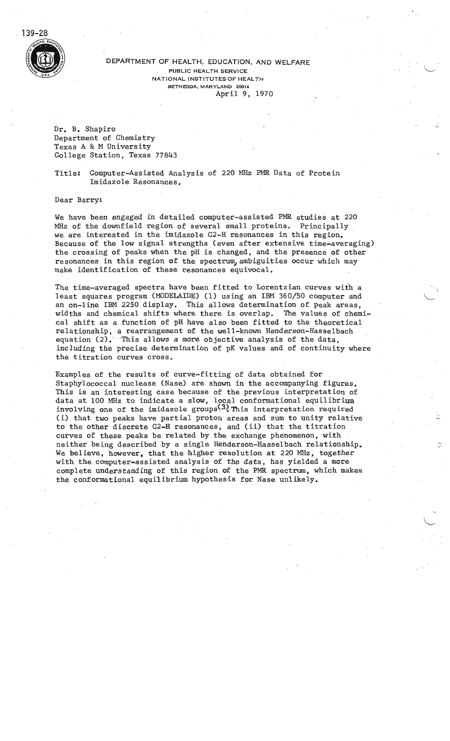139-28

DEPARTMENT OF HEALTH, EDUCATION, AND WELFARE
PUBLIC HEALTH SERVICE
NATIONAL INSTITUTES OF HEALTH
BETHESDA, MARYLAND 20014

April 9, 1970

Dr. B. Shapiro
Department of Chemistry
Texas A & M University
College Station, Texas 77843

Title: Computer-Assisted Analysis of 220 MHz PMR Data of Protein Imidazole Resonances.

Dear Barry:

We have been engaged in detailed computer-assisted PMR studies at 220 MHz of the downfield region of several small proteins. Principally we are interested in the imidazole C2-H resonances in this region. Because of the low signal strengths (even after extensive time-averaging) the crossing of peaks when the pH is changed, and the presence of other resonances in this region of the spectrum, ambiguities occur which may make identification of these resonances equivocal.

The time-averaged spectra have been fitted to Lorentzian curves with a least squares program (MODELAIDE) (1) using an IBM 360/50 computer and an on-line IBM 2250 display. This allows determination of peak areas, widths and chemical shifts where there is overlap. The values of chemical shift as a function of pH have also been fitted to the theoretical relationship, a rearrangement of the well-known Henderson-Hasselbach equation (2). This allows a more objective analysis of the data, including the precise determination of pK values and of continuity where the titration curves cross.

Examples of the results of curve-fitting of data obtained for Staphylococcal nuclease (Nase) are shown in the accompanying figures. This is an interesting case because of the previous interpretation of data at 100 MHz to indicate a slow, local conformational equilibrium involving one of the imidazole groups[3]. This interpretation required (i) that two peaks have partial proton areas and sum to unity relative to the other discrete C2-H resonances, and (ii) that the titration curves of these peaks be related by the exchange phenomenon, with neither being described by a single Henderson-Hasselbach relationship. We believe, however, that the higher resolution at 220 MHz, together with the computer-assisted analysis of the data, has yielded a more complete understanding of this region of the PMR spectrum, which makes the conformational equilibrium hypothesis for Nase unlikely.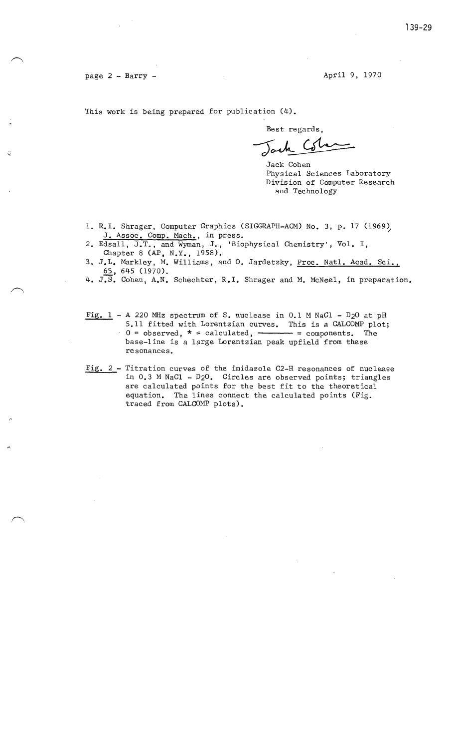page 2 - Barry - April 9, 1970

This work is being prepared for publication (4).

Best regards,

Jack Cohen
Physical Sciences Laboratory
Division of Computer Research
and Technology

1. R.I. Shrager, Computer Graphics (SIGGRAPH-ACM) No. 3, p. 17 (1969), J. Assoc. Comp. Mach., in press.
2. Edsall, J.T., and Wyman, J., 'Biophysical Chemistry', Vol. I, Chapter 8 (AP, N.Y., 1958).
3. J.L. Markley, M. Williams, and O. Jardetzky, Proc. Natl. Acad. Sci., 65, 645 (1970).
4. J.S. Cohen, A.N. Schechter, R.I. Shrager and M. McNeel, in preparation.

Fig. 1 - A 220 MHz spectrum of S. nuclease in 0.1 M NaCl - $D_2O$ at pH 5.11 fitted with Lorentzian curves. This is a CALCOMP plot; 0 = observed, * = calculated, ——— = components. The base-line is a large Lorentzian peak upfield from these resonances.

Fig. 2 - Titration curves of the imidazole C2-H resonances of nuclease in 0.3 M NaCl - $D_2O$. Circles are observed points; triangles are calculated points for the best fit to the theoretical equation. The lines connect the calculated points (Fig. traced from CALCOMP plots).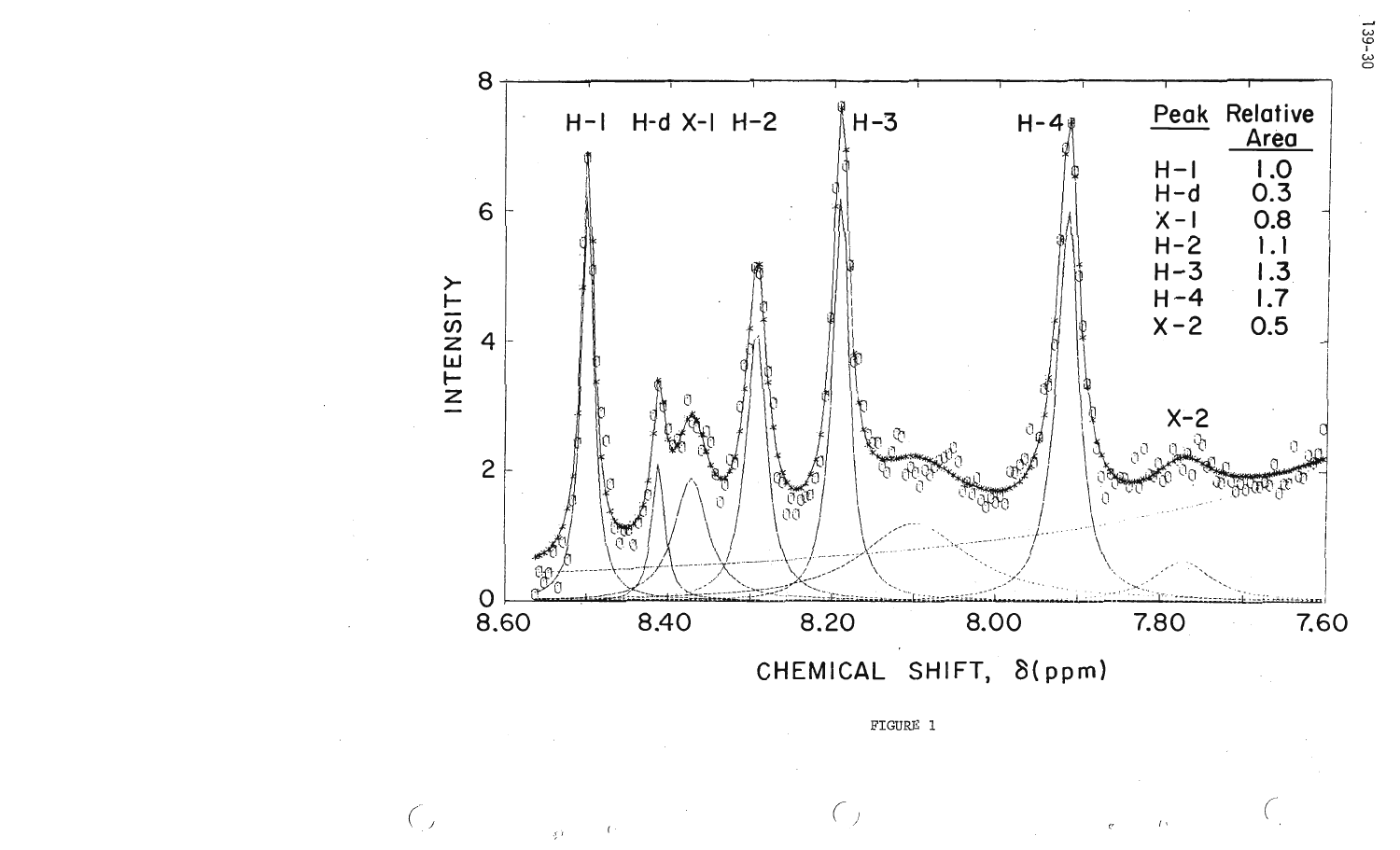| Peak | Relative Area |
|---|---|
| H-1 | 1.0 |
| H-d | 0.3 |
| X-1 | 0.8 |
| H-2 | 1.1 |
| H-3 | 1.3 |
| H-4 | 1.7 |
| X-2 | 0.5 |

INTENSITY

CHEMICAL SHIFT, δ(ppm)

FIGURE 1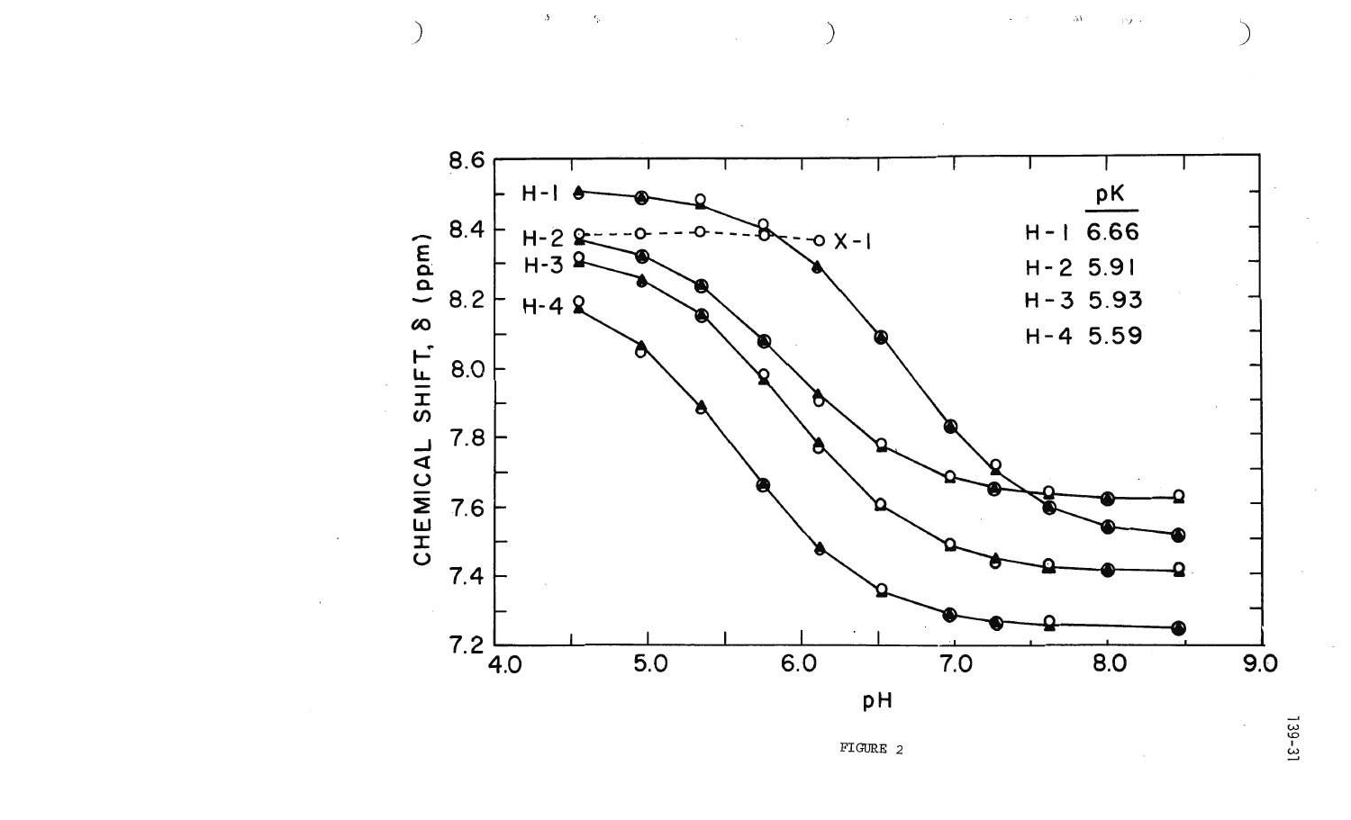FIGURE 2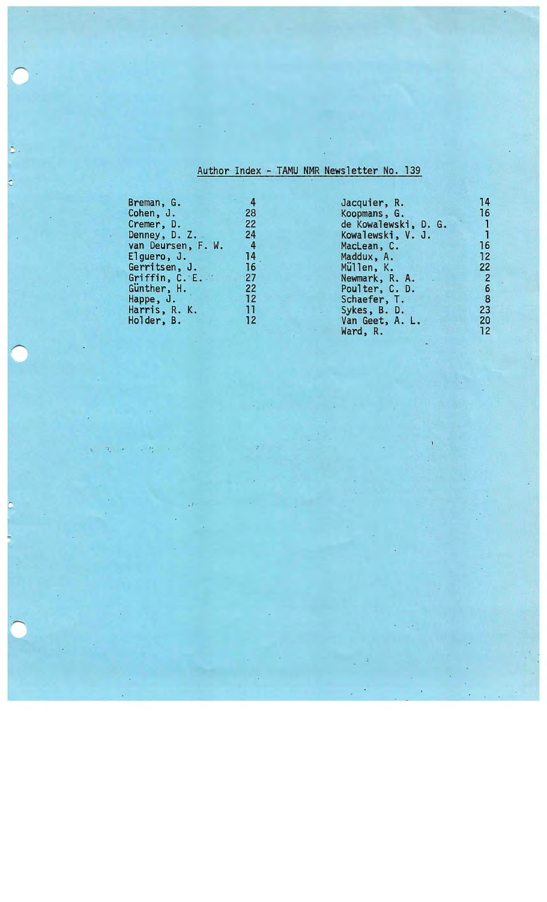# Author Index - TAMU NMR Newsletter No. 139

| Author | Page | Author | Page |
|---|---|---|---|
| Breman, G. | 4 | Jacquier, R. | 14 |
| Cohen, J. | 28 | Koopmans, G. | 16 |
| Cremer, D. | 22 | de Kowalewski, D. G. | 1 |
| Denney, D. Z. | 24 | Kowalewski, V. J. | 1 |
| van Deursen, F. W. | 4 | MacLean, C. | 16 |
| Elguero, J. | 14 | Maddux, A. | 12 |
| Gerritsen, J. | 16 | Müllen, K. | 22 |
| Griffin, C. E. | 27 | Newmark, R. A. | 2 |
| Günther, H. | 22 | Poulter, C. D. | 6 |
| Happe, J. | 12 | Schaefer, T. | 8 |
| Harris, R. K. | 11 | Sykes, B. D. | 23 |
| Holder, B. | 12 | Van Geet, A. L. | 20 |
| | | Ward, R. | 12 |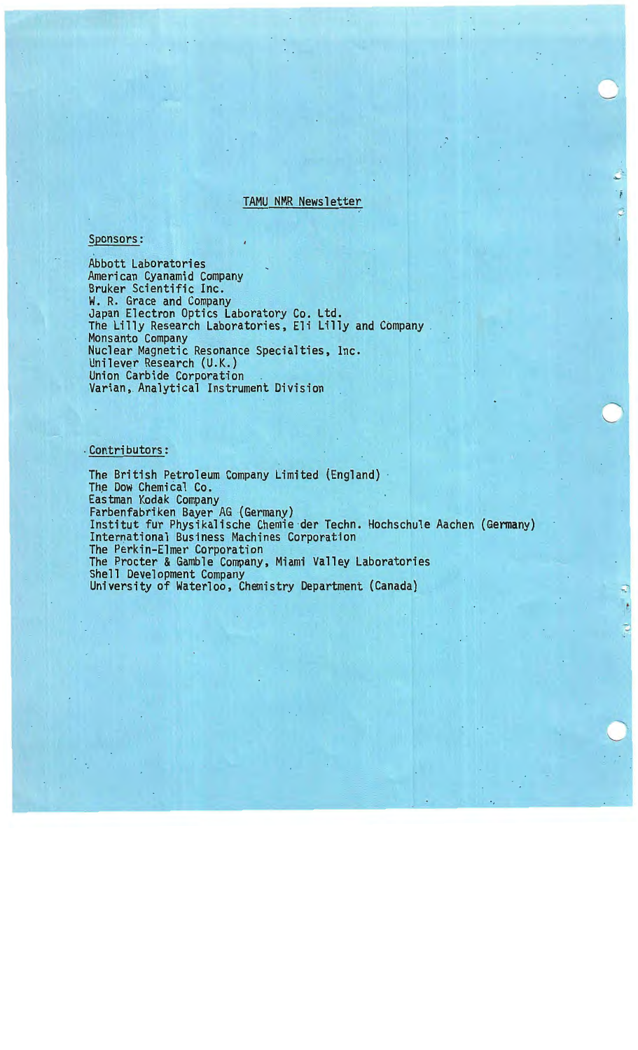# TAMU NMR Newsletter

## Sponsors:

Abbott Laboratories
American Cyanamid Company
Bruker Scientific Inc.
W. R. Grace and Company
Japan Electron Optics Laboratory Co. Ltd.
The Lilly Research Laboratories, Eli Lilly and Company
Monsanto Company
Nuclear Magnetic Resonance Specialties, Inc.
Unilever Research (U.K.)
Union Carbide Corporation
Varian, Analytical Instrument Division

## Contributors:

The British Petroleum Company Limited (England)
The Dow Chemical Co.
Eastman Kodak Company
Farbenfabriken Bayer AG (Germany)
Institut fur Physikalische Chemie der Techn. Hochschule Aachen (Germany)
International Business Machines Corporation
The Perkin-Elmer Corporation
The Procter & Gamble Company, Miami Valley Laboratories
Shell Development Company
University of Waterloo, Chemistry Department (Canada)